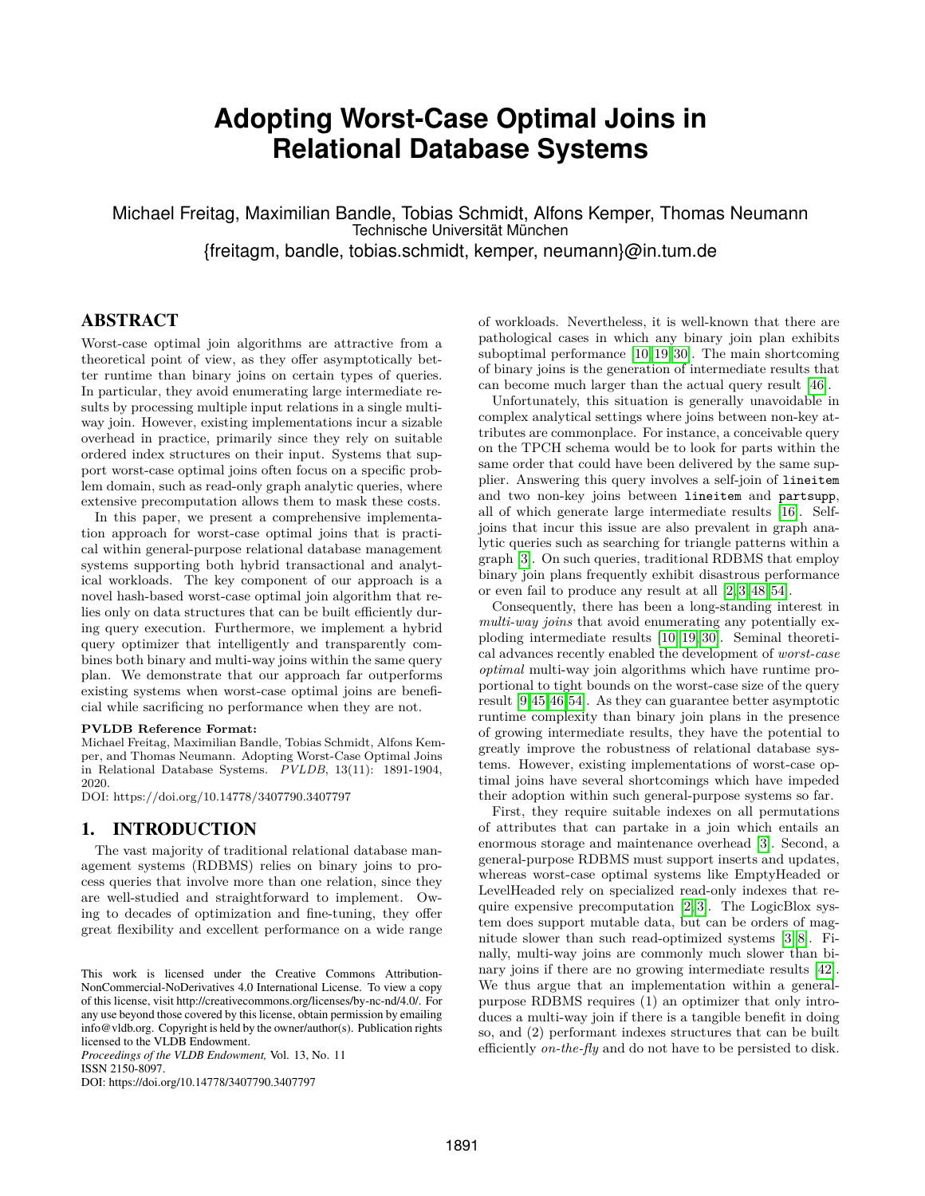# Adopting Worst-Case Optimal Joins in Relational Database Systems

Michael Freitag, Maximilian Bandle, Tobias Schmidt, Alfons Kemper, Thomas Neumann
Technische Universität München
{freitagm, bandle, tobias.schmidt, kemper, neumann}@in.tum.de

## ABSTRACT

Worst-case optimal join algorithms are attractive from a theoretical point of view, as they offer asymptotically better runtime than binary joins on certain types of queries. In particular, they avoid enumerating large intermediate results by processing multiple input relations in a single multi-way join. However, existing implementations incur a sizable overhead in practice, primarily since they rely on suitable ordered index structures on their input. Systems that support worst-case optimal joins often focus on a specific problem domain, such as read-only graph analytic queries, where extensive precomputation allows them to mask these costs.

In this paper, we present a comprehensive implementation approach for worst-case optimal joins that is practical within general-purpose relational database management systems supporting both hybrid transactional and analytical workloads. The key component of our approach is a novel hash-based worst-case optimal join algorithm that relies only on data structures that can be built efficiently during query execution. Furthermore, we implement a hybrid query optimizer that intelligently and transparently combines both binary and multi-way joins within the same query plan. We demonstrate that our approach far outperforms existing systems when worst-case optimal joins are beneficial while sacrificing no performance when they are not.

**PVLDB Reference Format:**
Michael Freitag, Maximilian Bandle, Tobias Schmidt, Alfons Kemper, and Thomas Neumann. Adopting Worst-Case Optimal Joins in Relational Database Systems. *PVLDB*, 13(11): 1891-1904, 2020.
DOI: https://doi.org/10.14778/3407790.3407797

## 1. INTRODUCTION

The vast majority of traditional relational database management systems (RDBMS) relies on binary joins to process queries that involve more than one relation, since they are well-studied and straightforward to implement. Owing to decades of optimization and fine-tuning, they offer great flexibility and excellent performance on a wide range of workloads. Nevertheless, it is well-known that there are pathological cases in which any binary join plan exhibits suboptimal performance [10, 19, 30]. The main shortcoming of binary joins is the generation of intermediate results that can become much larger than the actual query result [46].

Unfortunately, this situation is generally unavoidable in complex analytical settings where joins between non-key attributes are commonplace. For instance, a conceivable query on the TPCH schema would be to look for parts within the same order that could have been delivered by the same supplier. Answering this query involves a self-join of `lineitem` and two non-key joins between `lineitem` and `partsupp`, all of which generate large intermediate results [16]. Self-joins that incur this issue are also prevalent in graph analytic queries such as searching for triangle patterns within a graph [3]. On such queries, traditional RDBMS that employ binary join plans frequently exhibit disastrous performance or even fail to produce any result at all [2, 3, 48, 54].

Consequently, there has been a long-standing interest in *multi-way joins* that avoid enumerating any potentially exploding intermediate results [10, 19, 30]. Seminal theoretical advances recently enabled the development of *worst-case optimal* multi-way join algorithms which have runtime proportional to tight bounds on the worst-case size of the query result [9, 45, 46, 54]. As they can guarantee better asymptotic runtime complexity than binary join plans in the presence of growing intermediate results, they have the potential to greatly improve the robustness of relational database systems. However, existing implementations of worst-case optimal joins have several shortcomings which have impeded their adoption within such general-purpose systems so far.

First, they require suitable indexes on all permutations of attributes that can partake in a join which entails an enormous storage and maintenance overhead [3]. Second, a general-purpose RDBMS must support inserts and updates, whereas worst-case optimal systems like EmptyHeaded or LevelHeaded rely on specialized read-only indexes that require expensive precomputation [2, 3]. The LogicBlox system does support mutable data, but can be orders of magnitude slower than such read-optimized systems [3, 8]. Finally, multi-way joins are commonly much slower than binary joins if there are no growing intermediate results [42]. We thus argue that an implementation within a general-purpose RDBMS requires (1) an optimizer that only introduces a multi-way join if there is a tangible benefit in doing so, and (2) performant indexes structures that can be built efficiently *on-the-fly* and do not have to be persisted to disk.

This work is licensed under the Creative Commons Attribution-NonCommercial-NoDerivatives 4.0 International License. To view a copy of this license, visit http://creativecommons.org/licenses/by-nc-nd/4.0/. For any use beyond those covered by this license, obtain permission by emailing info@vldb.org. Copyright is held by the owner/author(s). Publication rights licensed to the VLDB Endowment.
*Proceedings of the VLDB Endowment,* Vol. 13, No. 11
ISSN 2150-8097.
DOI: https://doi.org/10.14778/3407790.3407797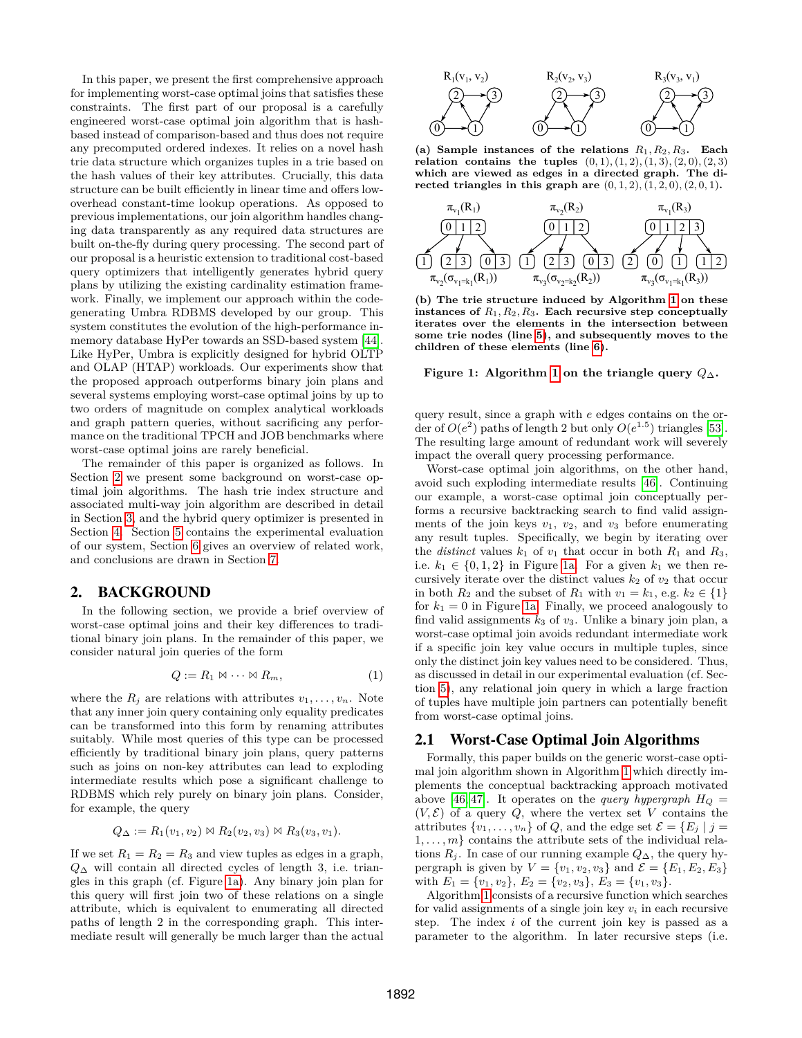In this paper, we present the first comprehensive approach for implementing worst-case optimal joins that satisfies these constraints. The first part of our proposal is a carefully engineered worst-case optimal join algorithm that is hash-based instead of comparison-based and thus does not require any precomputed ordered indexes. It relies on a novel hash trie data structure which organizes tuples in a trie based on the hash values of their key attributes. Crucially, this data structure can be built efficiently in linear time and offers low-overhead constant-time lookup operations. As opposed to previous implementations, our join algorithm handles changing data transparently as any required data structures are built on-the-fly during query processing. The second part of our proposal is a heuristic extension to traditional cost-based query optimizers that intelligently generates hybrid query plans by utilizing the existing cardinality estimation framework. Finally, we implement our approach within the code-generating Umbra RDBMS developed by our group. This system constitutes the evolution of the high-performance in-memory database HyPer towards an SSD-based system [44]. Like HyPer, Umbra is explicitly designed for hybrid OLTP and OLAP (HTAP) workloads. Our experiments show that the proposed approach outperforms binary join plans and several systems employing worst-case optimal joins by up to two orders of magnitude on complex analytical workloads and graph pattern queries, without sacrificing any performance on the traditional TPCH and JOB benchmarks where worst-case optimal joins are rarely beneficial.

The remainder of this paper is organized as follows. In Section 2 we present some background on worst-case optimal join algorithms. The hash trie index structure and associated multi-way join algorithm are described in detail in Section 3, and the hybrid query optimizer is presented in Section 4. Section 5 contains the experimental evaluation of our system, Section 6 gives an overview of related work, and conclusions are drawn in Section 7.

## 2. BACKGROUND

In the following section, we provide a brief overview of worst-case optimal joins and their key differences to traditional binary join plans. In the remainder of this paper, we consider natural join queries of the form

$$Q := R_1 \bowtie \cdots \bowtie R_m, \tag{1}$$

where the $R_j$ are relations with attributes $v_1, \ldots, v_n$. Note that any inner join query containing only equality predicates can be transformed into this form by renaming attributes suitably. While most queries of this type can be processed efficiently by traditional binary join plans, query patterns such as joins on non-key attributes can lead to exploding intermediate results which pose a significant challenge to RDBMS which rely purely on binary join plans. Consider, for example, the query

$$Q_\Delta := R_1(v_1, v_2) \bowtie R_2(v_2, v_3) \bowtie R_3(v_3, v_1).$$

If we set $R_1 = R_2 = R_3$ and view tuples as edges in a graph, $Q_\Delta$ will contain all directed cycles of length 3, i.e. triangles in this graph (cf. Figure 1a). Any binary join plan for this query will first join two of these relations on a single attribute, which is equivalent to enumerating all directed paths of length 2 in the corresponding graph. This intermediate result will generally be much larger than the actual query result, since a graph with $e$ edges contains on the order of $O(e^2)$ paths of length 2 but only $O(e^{1.5})$ triangles [53]. The resulting large amount of redundant work will severely impact the overall query processing performance.

**(a) Sample instances of the relations $R_1, R_2, R_3$. Each relation contains the tuples $(0,1), (1,2), (1,3), (2,0), (2,3)$ which are viewed as edges in a directed graph. The directed triangles in this graph are $(0,1,2), (1,2,0), (2,0,1)$.**

**(b) The trie structure induced by Algorithm 1 on these instances of $R_1, R_2, R_3$. Each recursive step conceptually iterates over the elements in the intersection between some trie nodes (line 5), and subsequently moves to the children of these elements (line 6).**

**Figure 1: Algorithm 1 on the triangle query $Q_\Delta$.**

Worst-case optimal join algorithms, on the other hand, avoid such exploding intermediate results [46]. Continuing our example, a worst-case optimal join conceptually performs a recursive backtracking search to find valid assignments of the join keys $v_1$, $v_2$, and $v_3$ before enumerating any result tuples. Specifically, we begin by iterating over the *distinct* values $k_1$ of $v_1$ that occur in both $R_1$ and $R_3$, i.e. $k_1 \in \{0, 1, 2\}$ in Figure 1a. For a given $k_1$ we then recursively iterate over the distinct values $k_2$ of $v_2$ that occur in both $R_2$ and the subset of $R_1$ with $v_1 = k_1$, e.g. $k_2 \in \{1\}$ for $k_1 = 0$ in Figure 1a. Finally, we proceed analogously to find valid assignments $k_3$ of $v_3$. Unlike a binary join plan, a worst-case optimal join avoids redundant intermediate work if a specific join key value occurs in multiple tuples, since only the distinct join key values need to be considered. Thus, as discussed in detail in our experimental evaluation (cf. Section 5), any relational join query in which a large fraction of tuples have multiple join partners can potentially benefit from worst-case optimal joins.

### 2.1 Worst-Case Optimal Join Algorithms

Formally, this paper builds on the generic worst-case optimal join algorithm shown in Algorithm 1 which directly implements the conceptual backtracking approach motivated above [46, 47]. It operates on the *query hypergraph* $H_Q = (V, \mathcal{E})$ of a query $Q$, where the vertex set $V$ contains the attributes $\{v_1, \ldots, v_n\}$ of $Q$, and the edge set $\mathcal{E} = \{E_j \mid j = 1, \ldots, m\}$ contains the attribute sets of the individual relations $R_j$. In case of our running example $Q_\Delta$, the query hypergraph is given by $V = \{v_1, v_2, v_3\}$ and $\mathcal{E} = \{E_1, E_2, E_3\}$ with $E_1 = \{v_1, v_2\}$, $E_2 = \{v_2, v_3\}$, $E_3 = \{v_1, v_3\}$.

Algorithm 1 consists of a recursive function which searches for valid assignments of a single join key $v_i$ in each recursive step. The index $i$ of the current join key is passed as a parameter to the algorithm. In later recursive steps (i.e.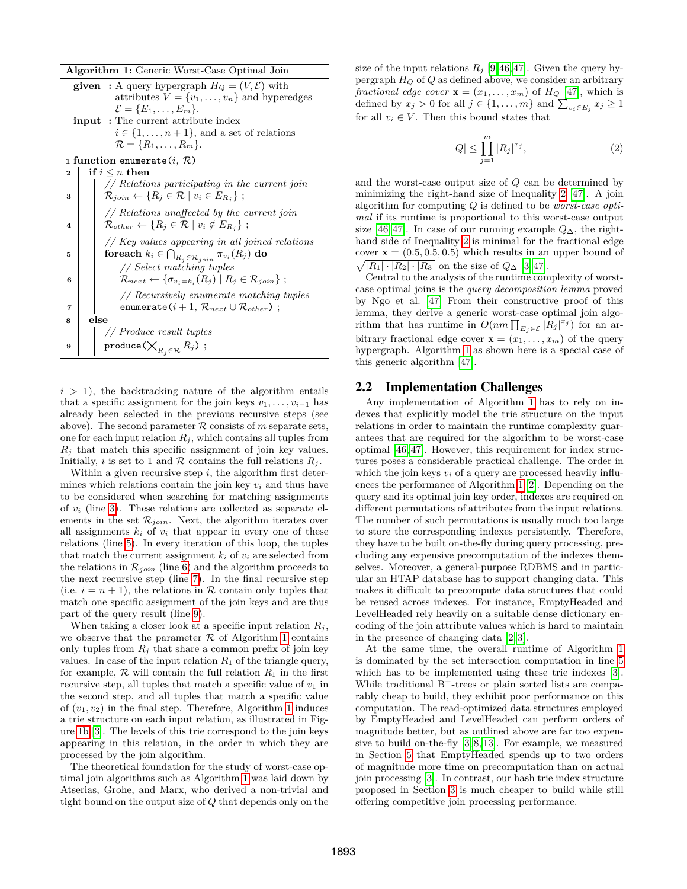**Algorithm 1:** Generic Worst-Case Optimal Join

```
given : A query hypergraph H_Q = (V, E) with
        attributes V = {v_1, ..., v_n} and hyperedges
        E = {E_1, ..., E_m}.
input : The current attribute index
        i ∈ {1, ..., n+1}, and a set of relations
        R = {R_1, ..., R_m}.
1 function enumerate(i, R)
2   if i ≤ n then
        // Relations participating in the current join
3       R_join ← {R_j ∈ R | v_i ∈ E_{R_j}} ;
        // Relations unaffected by the current join
4       R_other ← {R_j ∈ R | v_i ∉ E_{R_j}} ;
        // Key values appearing in all joined relations
5       foreach k_i ∈ ⋂_{R_j ∈ R_join} π_{v_i}(R_j) do
            // Select matching tuples
6           R_next ← {σ_{v_i = k_i}(R_j) | R_j ∈ R_join} ;
            // Recursively enumerate matching tuples
7           enumerate(i + 1, R_next ∪ R_other) ;
8   else
        // Produce result tuples
9       produce(⨉_{R_j ∈ R} R_j) ;
```

$i > 1$), the backtracking nature of the algorithm entails that a specific assignment for the join keys $v_1, \ldots, v_{i-1}$ has already been selected in the previous recursive steps (see above). The second parameter $\mathcal{R}$ consists of $m$ separate sets, one for each input relation $R_j$, which contains all tuples from $R_j$ that match this specific assignment of join key values. Initially, $i$ is set to 1 and $\mathcal{R}$ contains the full relations $R_j$.

Within a given recursive step $i$, the algorithm first determines which relations contain the join key $v_i$ and thus have to be considered when searching for matching assignments of $v_i$ (line 3). These relations are collected as separate elements in the set $\mathcal{R}_{join}$. Next, the algorithm iterates over all assignments $k_i$ of $v_i$ that appear in every one of these relations (line 5). In every iteration of this loop, the tuples that match the current assignment $k_i$ of $v_i$ are selected from the relations in $\mathcal{R}_{join}$ (line 6) and the algorithm proceeds to the next recursive step (line 7). In the final recursive step (i.e. $i = n + 1$), the relations in $\mathcal{R}$ contain only tuples that match one specific assignment of the join keys and are thus part of the query result (line 9).

When taking a closer look at a specific input relation $R_j$, we observe that the parameter $\mathcal{R}$ of Algorithm 1 contains only tuples from $R_j$ that share a common prefix of join key values. In case of the input relation $R_1$ of the triangle query, for example, $\mathcal{R}$ will contain the full relation $R_1$ in the first recursive step, all tuples that match a specific value of $v_1$ in the second step, and all tuples that match a specific value of $(v_1, v_2)$ in the final step. Therefore, Algorithm 1 induces a trie structure on each input relation, as illustrated in Figure 1b [3]. The levels of this trie correspond to the join keys appearing in this relation, in the order in which they are processed by the join algorithm.

The theoretical foundation for the study of worst-case optimal join algorithms such as Algorithm 1 was laid down by Atserias, Grohe, and Marx, who derived a non-trivial and tight bound on the output size of $Q$ that depends only on the size of the input relations $R_j$ [9, 46, 47]. Given the query hypergraph $H_Q$ of $Q$ as defined above, we consider an arbitrary *fractional edge cover* $\mathbf{x} = (x_1, \ldots, x_m)$ of $H_Q$ [47], which is defined by $x_j > 0$ for all $j \in \{1, \ldots, m\}$ and $\sum_{v_i \in E_j} x_j \geq 1$ for all $v_i \in V$. Then this bound states that

$$|Q| \leq \prod_{j=1}^{m} |R_j|^{x_j}, \tag{2}$$

and the worst-case output size of $Q$ can be determined by minimizing the right-hand size of Inequality 2 [47]. A join algorithm for computing $Q$ is defined to be *worst-case optimal* if its runtime is proportional to this worst-case output size [46, 47]. In case of our running example $Q_\Delta$, the right-hand side of Inequality 2 is minimal for the fractional edge cover $\mathbf{x} = (0.5, 0.5, 0.5)$ which results in an upper bound of $\sqrt{|R_1| \cdot |R_2| \cdot |R_3|}$ on the size of $Q_\Delta$ [3, 47].

Central to the analysis of the runtime complexity of worst-case optimal joins is the *query decomposition lemma* proved by Ngo et al. [47] From their constructive proof of this lemma, they derive a generic worst-case optimal join algorithm that has runtime in $O(nm \prod_{E_j \in \mathcal{E}} |R_j|^{x_j})$ for an arbitrary fractional edge cover $\mathbf{x} = (x_1, \ldots, x_m)$ of the query hypergraph. Algorithm 1 as shown here is a special case of this generic algorithm [47].

## 2.2 Implementation Challenges

Any implementation of Algorithm 1 has to rely on indexes that explicitly model the trie structure on the input relations in order to maintain the runtime complexity guarantees that are required for the algorithm to be worst-case optimal [46, 47]. However, this requirement for index structures poses a considerable practical challenge. The order in which the join keys $v_i$ of a query are processed heavily influences the performance of Algorithm 1 [2]. Depending on the query and its optimal join key order, indexes are required on different permutations of attributes from the input relations. The number of such permutations is usually much too large to store the corresponding indexes persistently. Therefore, they have to be built on-the-fly during query processing, precluding any expensive precomputation of the indexes themselves. Moreover, a general-purpose RDBMS and in particular an HTAP database has to support changing data. This makes it difficult to precompute data structures that could be reused across indexes. For instance, EmptyHeaded and LevelHeaded rely heavily on a suitable dense dictionary encoding of the join attribute values which is hard to maintain in the presence of changing data [2, 3].

At the same time, the overall runtime of Algorithm 1 is dominated by the set intersection computation in line 5 which has to be implemented using these trie indexes [3]. While traditional B$^+$-trees or plain sorted lists are comparably cheap to build, they exhibit poor performance on this computation. The read-optimized data structures employed by EmptyHeaded and LevelHeaded can perform orders of magnitude better, but as outlined above are far too expensive to build on-the-fly [3, 8, 13]. For example, we measured in Section 5 that EmptyHeaded spends up to two orders of magnitude more time on precomputation than on actual join processing [3]. In contrast, our hash trie index structure proposed in Section 3 is much cheaper to build while still offering competitive join processing performance.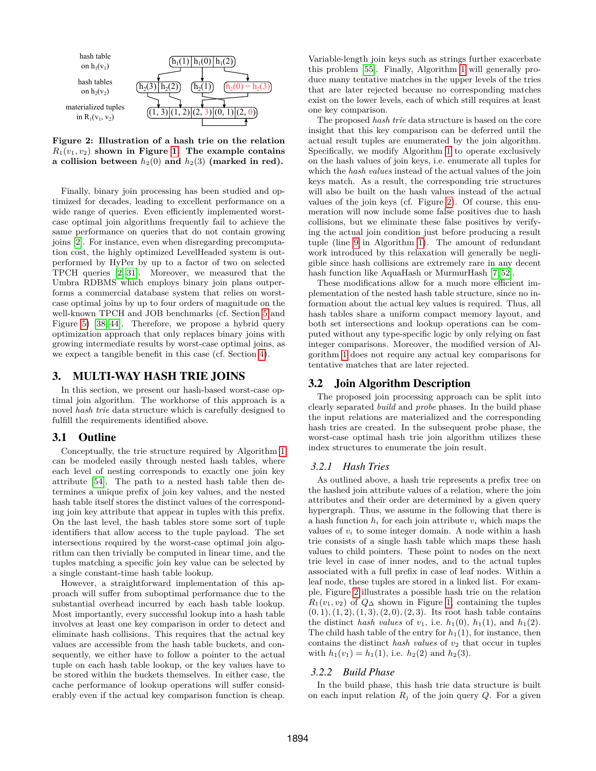hash table on $h_1(v_1)$ | $h_1(1)$ | $h_1(0)$ | $h_1(2)$

hash tables on $h_2(v_2)$ | $h_2(3)$ | $h_2(2)$ | $h_2(1)$ | $h_2(0) = h_2(3)$

materialized tuples in $R_1(v_1, v_2)$ | (1, 3) | (1, 2) | (2, 3) | (0, 1) | (2, 0)

**Figure 2: Illustration of a hash trie on the relation $R_1(v_1, v_2)$ shown in Figure 1. The example contains a collision between $h_2(0)$ and $h_2(3)$ (marked in red).**

Finally, binary join processing has been studied and optimized for decades, leading to excellent performance on a wide range of queries. Even efficiently implemented worst-case optimal join algorithms frequently fail to achieve the same performance on queries that do not contain growing joins [2]. For instance, even when disregarding precomputation cost, the highly optimized LevelHeaded system is outperformed by HyPer by up to a factor of two on selected TPCH queries [2, 31]. Moreover, we measured that the Umbra RDBMS which employs binary join plans outperforms a commercial database system that relies on worst-case optimal joins by up to four orders of magnitude on the well-known TPCH and JOB benchmarks (cf. Section 5 and Figure 5) [38, 44]. Therefore, we propose a hybrid query optimization approach that only replaces binary joins with growing intermediate results by worst-case optimal joins, as we expect a tangible benefit in this case (cf. Section 4).

## 3. MULTI-WAY HASH TRIE JOINS

In this section, we present our hash-based worst-case optimal join algorithm. The workhorse of this approach is a novel *hash trie* data structure which is carefully designed to fulfill the requirements identified above.

### 3.1 Outline

Conceptually, the trie structure required by Algorithm 1 can be modeled easily through nested hash tables, where each level of nesting corresponds to exactly one join key attribute [54]. The path to a nested hash table then determines a unique prefix of join key values, and the nested hash table itself stores the distinct values of the corresponding join key attribute that appear in tuples with this prefix. On the last level, the hash tables store some sort of tuple identifiers that allow access to the tuple payload. The set intersections required by the worst-case optimal join algorithm can then trivially be computed in linear time, and the tuples matching a specific join key value can be selected by a single constant-time hash table lookup.

However, a straightforward implementation of this approach will suffer from suboptimal performance due to the substantial overhead incurred by each hash table lookup. Most importantly, every successful lookup into a hash table involves at least one key comparison in order to detect and eliminate hash collisions. This requires that the actual key values are accessible from the hash table buckets, and consequently, we either have to follow a pointer to the actual tuple on each hash table lookup, or the key values have to be stored within the buckets themselves. In either case, the cache performance of lookup operations will suffer considerably even if the actual key comparison function is cheap. Variable-length join keys such as strings further exacerbate this problem [55]. Finally, Algorithm 1 will generally produce many tentative matches in the upper levels of the tries that are later rejected because no corresponding matches exist on the lower levels, each of which still requires at least one key comparison.

The proposed *hash trie* data structure is based on the core insight that this key comparison can be deferred until the actual result tuples are enumerated by the join algorithm. Specifically, we modify Algorithm 1 to operate exclusively on the hash values of join keys, i.e. enumerate all tuples for which the *hash values* instead of the actual values of the join keys match. As a result, the corresponding trie structures will also be built on the hash values instead of the actual values of the join keys (cf. Figure 2). Of course, this enumeration will now include some false positives due to hash collisions, but we eliminate these false positives by verifying the actual join condition just before producing a result tuple (line 9 in Algorithm 1). The amount of redundant work introduced by this relaxation will generally be negligible since hash collisions are extremely rare in any decent hash function like AquaHash or MurmurHash [7, 52].

These modifications allow for a much more efficient implementation of the nested hash table structure, since no information about the actual key values is required. Thus, all hash tables share a uniform compact memory layout, and both set intersections and lookup operations can be computed without any type-specific logic by only relying on fast integer comparisons. Moreover, the modified version of Algorithm 1 does not require any actual key comparisons for tentative matches that are later rejected.

### 3.2 Join Algorithm Description

The proposed join processing approach can be split into clearly separated *build* and *probe* phases. In the build phase the input relations are materialized and the corresponding hash tries are created. In the subsequent probe phase, the worst-case optimal hash trie join algorithm utilizes these index structures to enumerate the join result.

#### 3.2.1 Hash Tries

As outlined above, a hash trie represents a prefix tree on the hashed join attribute values of a relation, where the join attributes and their order are determined by a given query hypergraph. Thus, we assume in the following that there is a hash function $h_i$ for each join attribute $v_i$ which maps the values of $v_i$ to some integer domain. A node within a hash trie consists of a single hash table which maps these hash values to child pointers. These point to nodes on the next trie level in case of inner nodes, and to the actual tuples associated with a full prefix in case of leaf nodes. Within a leaf node, these tuples are stored in a linked list. For example, Figure 2 illustrates a possible hash trie on the relation $R_1(v_1, v_2)$ of $Q_\Delta$ shown in Figure 1, containing the tuples $(0, 1), (1, 2), (1, 3), (2, 0), (2, 3)$. Its root hash table contains the distinct *hash values* of $v_1$, i.e. $h_1(0)$, $h_1(1)$, and $h_1(2)$. The child hash table of the entry for $h_1(1)$, for instance, then contains the distinct *hash values* of $v_2$ that occur in tuples with $h_1(v_1) = h_1(1)$, i.e. $h_2(2)$ and $h_2(3)$.

#### 3.2.2 Build Phase

In the build phase, this hash trie data structure is built on each input relation $R_j$ of the join query $Q$. For a given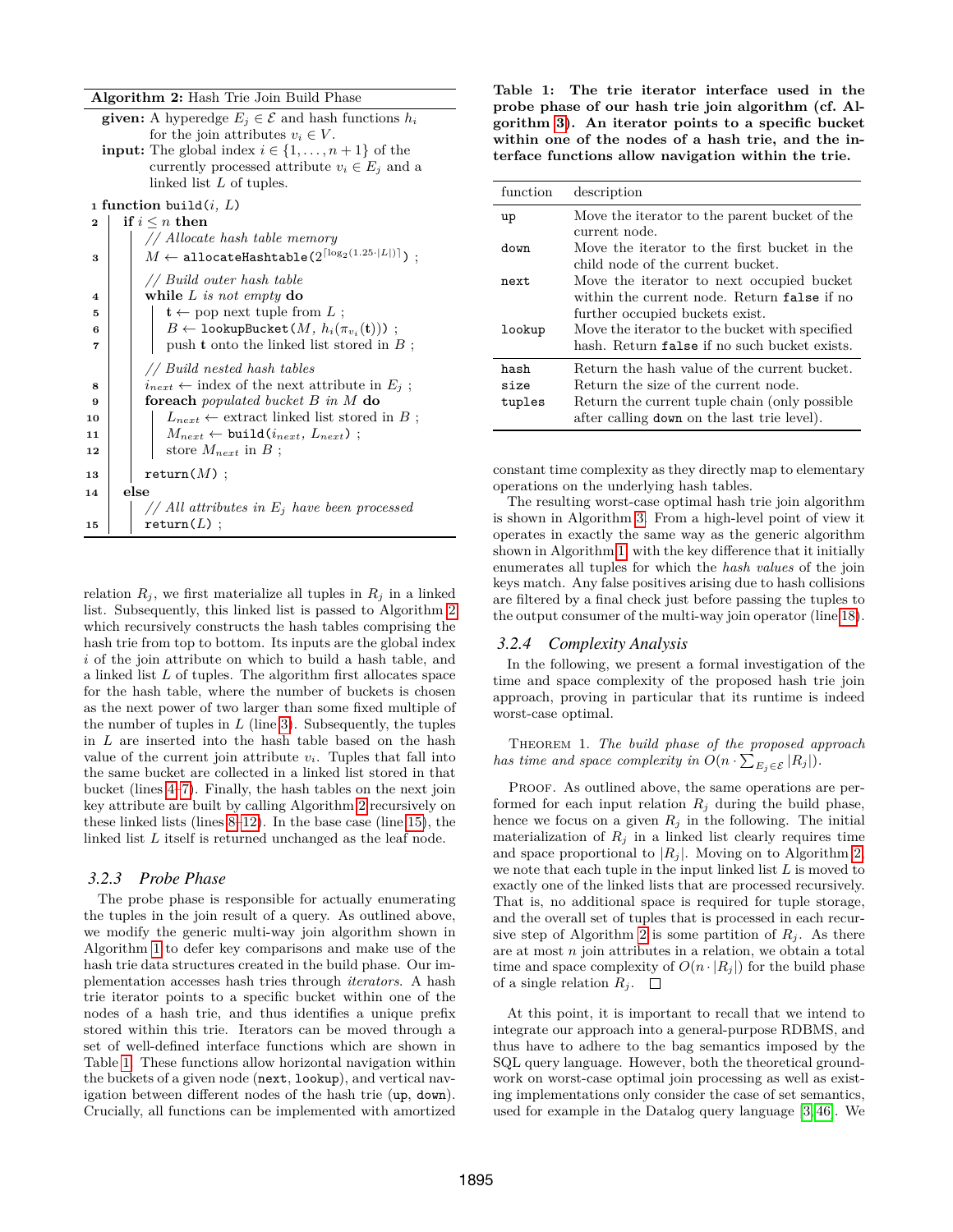**Algorithm 2:** Hash Trie Join Build Phase

```
given: A hyperedge E_j ∈ 𝓔 and hash functions h_i
       for the join attributes v_i ∈ V.
input: The global index i ∈ {1, ..., n+1} of the
       currently processed attribute v_i ∈ E_j and a
       linked list L of tuples.

1  function build(i, L)
2      if i ≤ n then
           // Allocate hash table memory
3          M ← allocateHashtable(2^⌈log2(1.25·|L|)⌉) ;
           // Build outer hash table
4          while L is not empty do
5              t ← pop next tuple from L ;
6              B ← lookupBucket(M, h_i(π_{v_i}(t))) ;
7              push t onto the linked list stored in B ;
           // Build nested hash tables
8          i_next ← index of the next attribute in E_j ;
9          foreach populated bucket B in M do
10             L_next ← extract linked list stored in B ;
11             M_next ← build(i_next, L_next) ;
12             store M_next in B ;
13         return(M) ;
14     else
           // All attributes in E_j have been processed
15         return(L) ;
```

relation $R_j$, we first materialize all tuples in $R_j$ in a linked list. Subsequently, this linked list is passed to Algorithm 2 which recursively constructs the hash tables comprising the hash trie from top to bottom. Its inputs are the global index $i$ of the join attribute on which to build a hash table, and a linked list $L$ of tuples. The algorithm first allocates space for the hash table, where the number of buckets is chosen as the next power of two larger than some fixed multiple of the number of tuples in $L$ (line 3). Subsequently, the tuples in $L$ are inserted into the hash table based on the hash value of the current join attribute $v_i$. Tuples that fall into the same bucket are collected in a linked list stored in that bucket (lines 4–7). Finally, the hash tables on the next join key attribute are built by calling Algorithm 2 recursively on these linked lists (lines 8–12). In the base case (line 15), the linked list $L$ itself is returned unchanged as the leaf node.

### 3.2.3 Probe Phase

The probe phase is responsible for actually enumerating the tuples in the join result of a query. As outlined above, we modify the generic multi-way join algorithm shown in Algorithm 1 to defer key comparisons and make use of the hash trie data structures created in the build phase. Our implementation accesses hash tries through *iterators*. A hash trie iterator points to a specific bucket within one of the nodes of a hash trie, and thus identifies a unique prefix stored within this trie. Iterators can be moved through a set of well-defined interface functions which are shown in Table 1. These functions allow horizontal navigation within the buckets of a given node (`next`, `lookup`), and vertical navigation between different nodes of the hash trie (`up`, `down`). Crucially, all functions can be implemented with amortized constant time complexity as they directly map to elementary operations on the underlying hash tables.

**Table 1: The trie iterator interface used in the probe phase of our hash trie join algorithm (cf. Algorithm 3). An iterator points to a specific bucket within one of the nodes of a hash trie, and the interface functions allow navigation within the trie.**

| function | description |
|---|---|
| `up` | Move the iterator to the parent bucket of the current node. |
| `down` | Move the iterator to the first bucket in the child node of the current bucket. |
| `next` | Move the iterator to next occupied bucket within the current node. Return `false` if no further occupied buckets exist. |
| `lookup` | Move the iterator to the bucket with specified hash. Return `false` if no such bucket exists. |
| `hash` | Return the hash value of the current bucket. |
| `size` | Return the size of the current node. |
| `tuples` | Return the current tuple chain (only possible after calling `down` on the last trie level). |

The resulting worst-case optimal hash trie join algorithm is shown in Algorithm 3. From a high-level point of view it operates in exactly the same way as the generic algorithm shown in Algorithm 1, with the key difference that it initially enumerates all tuples for which the *hash values* of the join keys match. Any false positives arising due to hash collisions are filtered by a final check just before passing the tuples to the output consumer of the multi-way join operator (line 18).

### 3.2.4 Complexity Analysis

In the following, we present a formal investigation of the time and space complexity of the proposed hash trie join approach, proving in particular that its runtime is indeed worst-case optimal.

Theorem 1. *The build phase of the proposed approach has time and space complexity in* $O(n \cdot \sum_{E_j \in \mathcal{E}} |R_j|)$.

Proof. As outlined above, the same operations are performed for each input relation $R_j$ during the build phase, hence we focus on a given $R_j$ in the following. The initial materialization of $R_j$ in a linked list clearly requires time and space proportional to $|R_j|$. Moving on to Algorithm 2, we note that each tuple in the input linked list $L$ is moved to exactly one of the linked lists that are processed recursively. That is, no additional space is required for tuple storage, and the overall set of tuples that is processed in each recursive step of Algorithm 2 is some partition of $R_j$. As there are at most $n$ join attributes in a relation, we obtain a total time and space complexity of $O(n \cdot |R_j|)$ for the build phase of a single relation $R_j$. □

At this point, it is important to recall that we intend to integrate our approach into a general-purpose RDBMS, and thus have to adhere to the bag semantics imposed by the SQL query language. However, both the theoretical groundwork on worst-case optimal join processing as well as existing implementations only consider the case of set semantics, used for example in the Datalog query language [3, 46]. We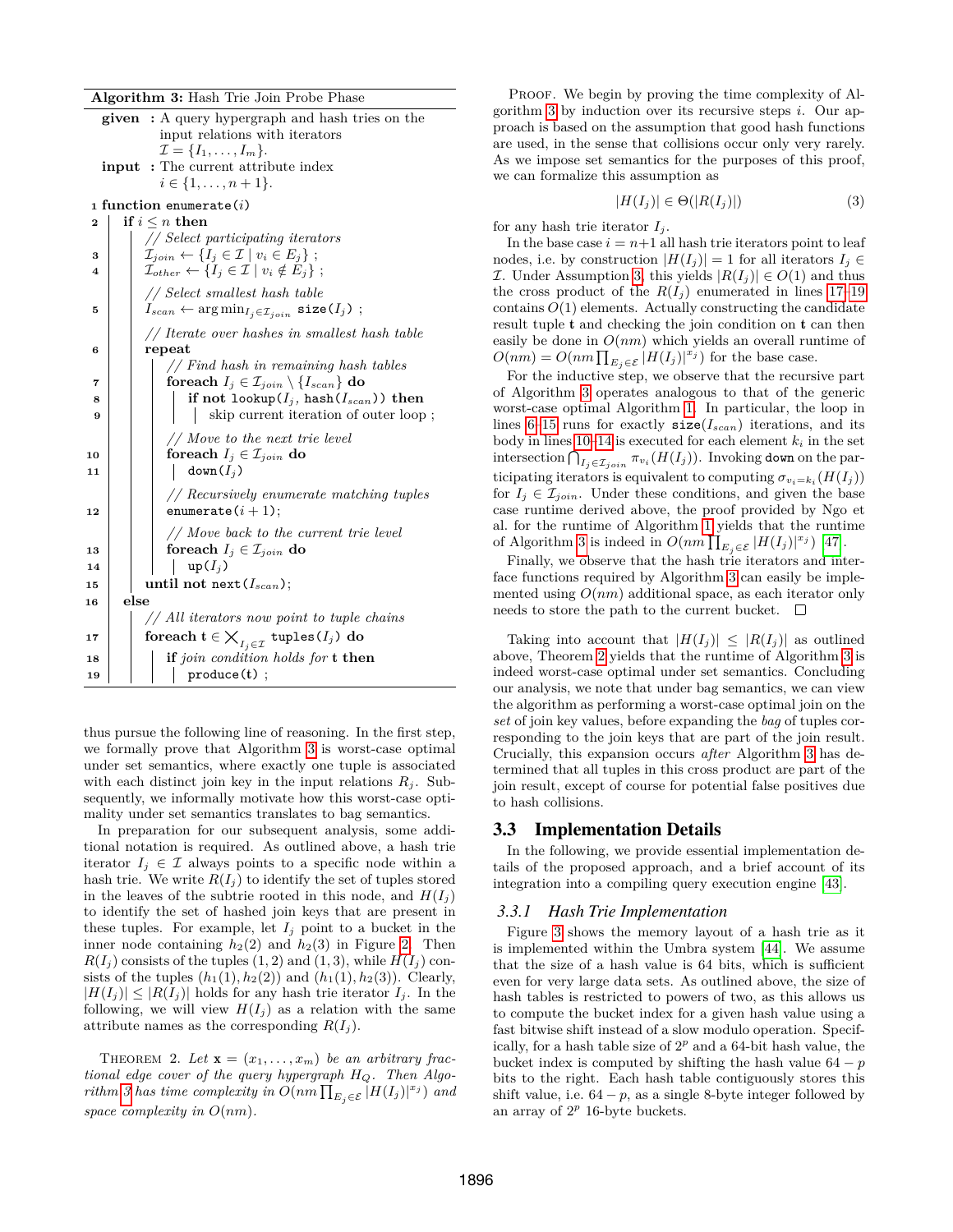**Algorithm 3:** Hash Trie Join Probe Phase

```
given : A query hypergraph and hash tries on the
        input relations with iterators
        I = {I_1, ..., I_m}.
input : The current attribute index
        i ∈ {1, ..., n+1}.

 1 function enumerate(i)
 2   if i ≤ n then
         // Select participating iterators
 3       I_join ← {I_j ∈ I | v_i ∈ E_j} ;
 4       I_other ← {I_j ∈ I | v_i ∉ E_j} ;
         // Select smallest hash table
 5       I_scan ← argmin_{I_j ∈ I_join} size(I_j) ;
         // Iterate over hashes in smallest hash table
 6       repeat
             // Find hash in remaining hash tables
 7           foreach I_j ∈ I_join \ {I_scan} do
 8               if not lookup(I_j, hash(I_scan)) then
 9                   skip current iteration of outer loop ;
             // Move to the next trie level
10           foreach I_j ∈ I_join do
11               down(I_j)
             // Recursively enumerate matching tuples
12           enumerate(i + 1);
             // Move back to the current trie level
13           foreach I_j ∈ I_join do
14               up(I_j)
15       until not next(I_scan);
16   else
         // All iterators now point to tuple chains
17       foreach t ∈ ⨉_{I_j ∈ I} tuples(I_j) do
18           if join condition holds for t then
19               produce(t) ;
```

thus pursue the following line of reasoning. In the first step, we formally prove that Algorithm 3 is worst-case optimal under set semantics, where exactly one tuple is associated with each distinct join key in the input relations $R_j$. Subsequently, we informally motivate how this worst-case optimality under set semantics translates to bag semantics.

In preparation for our subsequent analysis, some additional notation is required. As outlined above, a hash trie iterator $I_j \in \mathcal{I}$ always points to a specific node within a hash trie. We write $R(I_j)$ to identify the set of tuples stored in the leaves of the subtrie rooted in this node, and $H(I_j)$ to identify the set of hashed join keys that are present in these tuples. For example, let $I_j$ point to a bucket in the inner node containing $h_2(2)$ and $h_2(3)$ in Figure 2. Then $R(I_j)$ consists of the tuples $(1, 2)$ and $(1, 3)$, while $H(I_j)$ consists of the tuples $(h_1(1), h_2(2))$ and $(h_1(1), h_2(3))$. Clearly, $|H(I_j)| \leq |R(I_j)|$ holds for any hash trie iterator $I_j$. In the following, we will view $H(I_j)$ as a relation with the same attribute names as the corresponding $R(I_j)$.

Theorem 2. *Let $\mathbf{x} = (x_1, \ldots, x_m)$ be an arbitrary fractional edge cover of the query hypergraph $H_Q$. Then Algorithm 3 has time complexity in $O(nm \prod_{E_j \in \mathcal{E}} |H(I_j)|^{x_j})$ and space complexity in $O(nm)$.*

Proof. We begin by proving the time complexity of Algorithm 3 by induction over its recursive steps $i$. Our approach is based on the assumption that good hash functions are used, in the sense that collisions occur only very rarely. As we impose set semantics for the purposes of this proof, we can formalize this assumption as

$$|H(I_j)| \in \Theta(|R(I_j)|) \tag{3}$$

for any hash trie iterator $I_j$.

In the base case $i = n+1$ all hash trie iterators point to leaf nodes, i.e. by construction $|H(I_j)| = 1$ for all iterators $I_j \in \mathcal{I}$. Under Assumption 3, this yields $|R(I_j)| \in O(1)$ and thus the cross product of the $R(I_j)$ enumerated in lines 17–19 contains $O(1)$ elements. Actually constructing the candidate result tuple $\mathbf{t}$ and checking the join condition on $\mathbf{t}$ can then easily be done in $O(nm)$ which yields an overall runtime of $O(nm) = O(nm \prod_{E_j \in \mathcal{E}} |H(I_j)|^{x_j})$ for the base case.

For the inductive step, we observe that the recursive part of Algorithm 3 operates analogous to that of the generic worst-case optimal Algorithm 1. In particular, the loop in lines 6–15 runs for exactly $\texttt{size}(I_{scan})$ iterations, and its body in lines 10–14 is executed for each element $k_i$ in the set intersection $\bigcap_{I_j \in \mathcal{I}_{join}} \pi_{v_i}(H(I_j))$. Invoking `down` on the participating iterators is equivalent to computing $\sigma_{v_i = k_i}(H(I_j))$ for $I_j \in \mathcal{I}_{join}$. Under these conditions, and given the base case runtime derived above, the proof provided by Ngo et al. for the runtime of Algorithm 1 yields that the runtime of Algorithm 3 is indeed in $O(nm \prod_{E_j \in \mathcal{E}} |H(I_j)|^{x_j})$ [47].

Finally, we observe that the hash trie iterators and interface functions required by Algorithm 3 can easily be implemented using $O(nm)$ additional space, as each iterator only needs to store the path to the current bucket. ☐

Taking into account that $|H(I_j)| \leq |R(I_j)|$ as outlined above, Theorem 2 yields that the runtime of Algorithm 3 is indeed worst-case optimal under set semantics. Concluding our analysis, we note that under bag semantics, we can view the algorithm as performing a worst-case optimal join on the *set* of join key values, before expanding the *bag* of tuples corresponding to the join keys that are part of the join result. Crucially, this expansion occurs *after* Algorithm 3 has determined that all tuples in this cross product are part of the join result, except of course for potential false positives due to hash collisions.

## 3.3 Implementation Details

In the following, we provide essential implementation details of the proposed approach, and a brief account of its integration into a compiling query execution engine [43].

### 3.3.1 Hash Trie Implementation

Figure 3 shows the memory layout of a hash trie as it is implemented within the Umbra system [44]. We assume that the size of a hash value is 64 bits, which is sufficient even for very large data sets. As outlined above, the size of hash tables is restricted to powers of two, as this allows us to compute the bucket index for a given hash value using a fast bitwise shift instead of a slow modulo operation. Specifically, for a hash table size of $2^p$ and a 64-bit hash value, the bucket index is computed by shifting the hash value $64 - p$ bits to the right. Each hash table contiguously stores this shift value, i.e. $64 - p$, as a single 8-byte integer followed by an array of $2^p$ 16-byte buckets.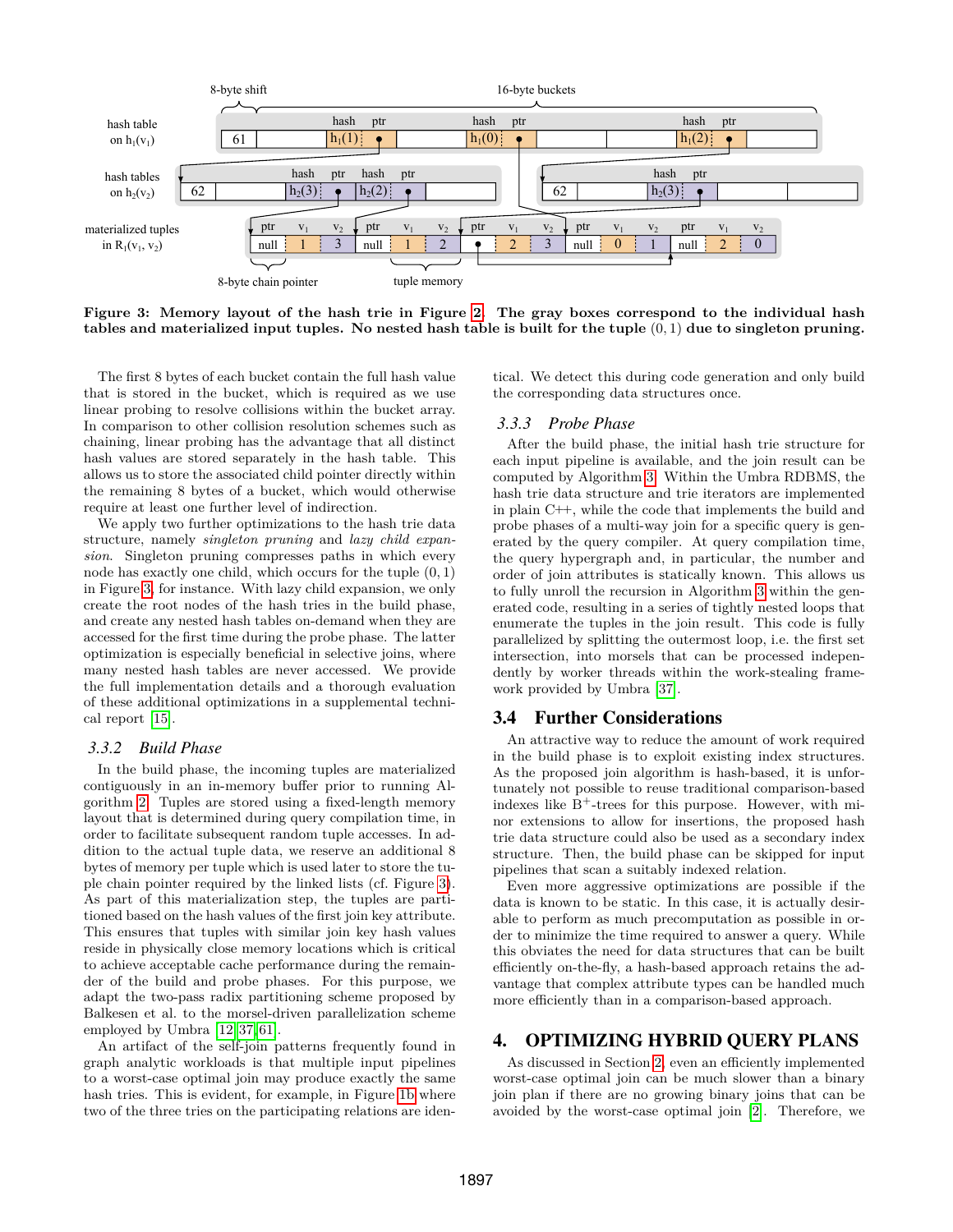Figure 3: Memory layout of the hash trie in Figure 2. The gray boxes correspond to the individual hash tables and materialized input tuples. No nested hash table is built for the tuple $(0, 1)$ due to singleton pruning.

The first 8 bytes of each bucket contain the full hash value that is stored in the bucket, which is required as we use linear probing to resolve collisions within the bucket array. In comparison to other collision resolution schemes such as chaining, linear probing has the advantage that all distinct hash values are stored separately in the hash table. This allows us to store the associated child pointer directly within the remaining 8 bytes of a bucket, which would otherwise require at least one further level of indirection.

We apply two further optimizations to the hash trie data structure, namely *singleton pruning* and *lazy child expansion*. Singleton pruning compresses paths in which every node has exactly one child, which occurs for the tuple $(0, 1)$ in Figure 3, for instance. With lazy child expansion, we only create the root nodes of the hash tries in the build phase, and create any nested hash tables on-demand when they are accessed for the first time during the probe phase. The latter optimization is especially beneficial in selective joins, where many nested hash tables are never accessed. We provide the full implementation details and a thorough evaluation of these additional optimizations in a supplemental technical report [15].

### 3.3.2 Build Phase

In the build phase, the incoming tuples are materialized contiguously in an in-memory buffer prior to running Algorithm 2. Tuples are stored using a fixed-length memory layout that is determined during query compilation time, in order to facilitate subsequent random tuple accesses. In addition to the actual tuple data, we reserve an additional 8 bytes of memory per tuple which is used later to store the tuple chain pointer required by the linked lists (cf. Figure 3). As part of this materialization step, the tuples are partitioned based on the hash values of the first join key attribute. This ensures that tuples with similar join key hash values reside in physically close memory locations which is critical to achieve acceptable cache performance during the remainder of the build and probe phases. For this purpose, we adapt the two-pass radix partitioning scheme proposed by Balkesen et al. to the morsel-driven parallelization scheme employed by Umbra [12, 37, 61].

An artifact of the self-join patterns frequently found in graph analytic workloads is that multiple input pipelines to a worst-case optimal join may produce exactly the same hash tries. This is evident, for example, in Figure 1b where two of the three tries on the participating relations are identical. We detect this during code generation and only build the corresponding data structures once.

### 3.3.3 Probe Phase

After the build phase, the initial hash trie structure for each input pipeline is available, and the join result can be computed by Algorithm 3. Within the Umbra RDBMS, the hash trie data structure and trie iterators are implemented in plain C++, while the code that implements the build and probe phases of a multi-way join for a specific query is generated by the query compiler. At query compilation time, the query hypergraph and, in particular, the number and order of join attributes is statically known. This allows us to fully unroll the recursion in Algorithm 3 within the generated code, resulting in a series of tightly nested loops that enumerate the tuples in the join result. This code is fully parallelized by splitting the outermost loop, i.e. the first set intersection, into morsels that can be processed independently by worker threads within the work-stealing framework provided by Umbra [37].

## 3.4 Further Considerations

An attractive way to reduce the amount of work required in the build phase is to exploit existing index structures. As the proposed join algorithm is hash-based, it is unfortunately not possible to reuse traditional comparison-based indexes like $B^+$-trees for this purpose. However, with minor extensions to allow for insertions, the proposed hash trie data structure could also be used as a secondary index structure. Then, the build phase can be skipped for input pipelines that scan a suitably indexed relation.

Even more aggressive optimizations are possible if the data is known to be static. In this case, it is actually desirable to perform as much precomputation as possible in order to minimize the time required to answer a query. While this obviates the need for data structures that can be built efficiently on-the-fly, a hash-based approach retains the advantage that complex attribute types can be handled much more efficiently than in a comparison-based approach.

# 4. OPTIMIZING HYBRID QUERY PLANS

As discussed in Section 2, even an efficiently implemented worst-case optimal join can be much slower than a binary join plan if there are no growing binary joins that can be avoided by the worst-case optimal join [2]. Therefore, we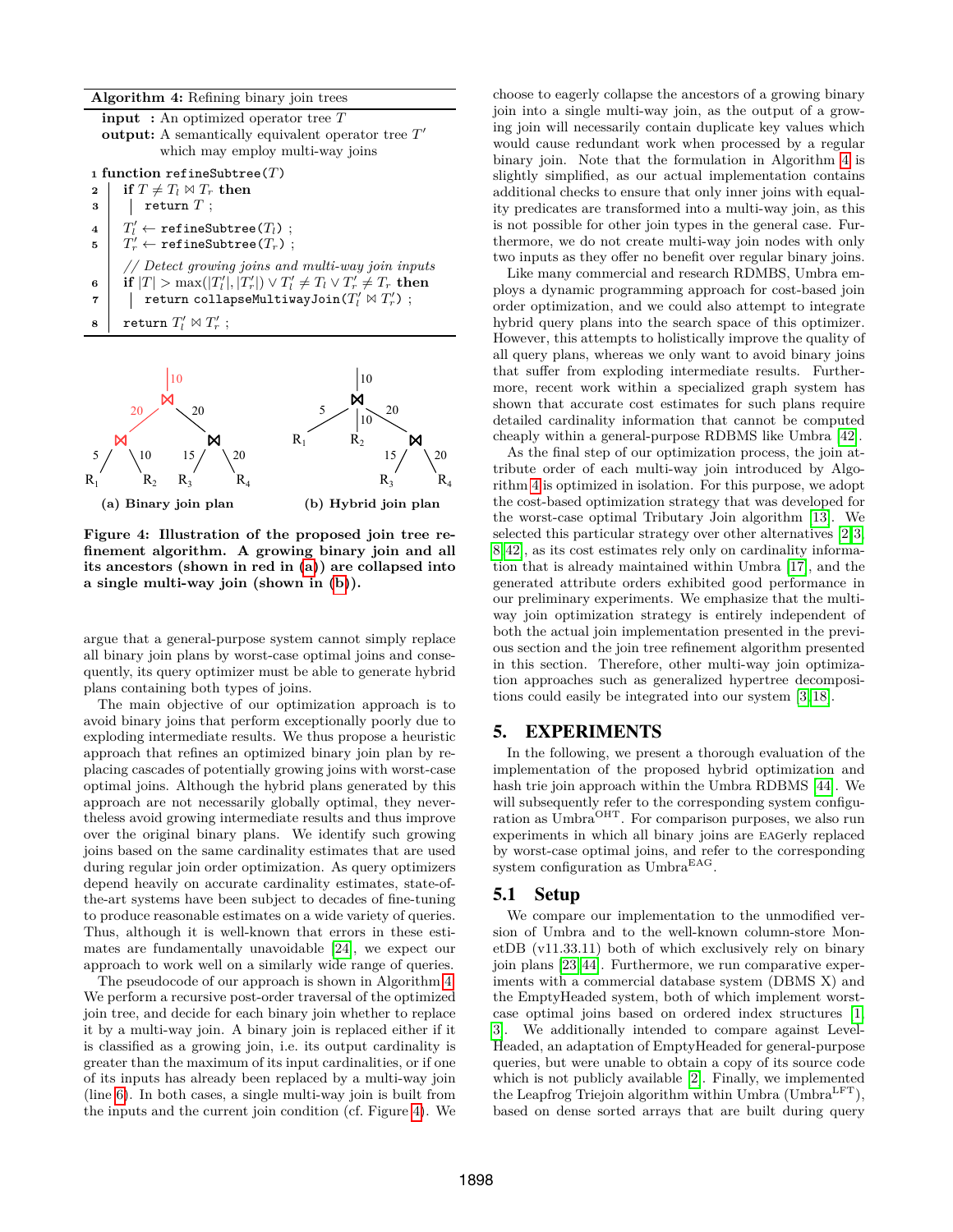**Algorithm 4:** Refining binary join trees

```
input  : An optimized operator tree T
output: A semantically equivalent operator tree T'
        which may employ multi-way joins

1 function refineSubtree(T)
2 |  if T ≠ T_l ⋈ T_r then
3 |  |  return T ;
4 |  T'_l ← refineSubtree(T_l) ;
5 |  T'_r ← refineSubtree(T_r) ;
  |  // Detect growing joins and multi-way join inputs
6 |  if |T| > max(|T'_l|, |T'_r|) ∨ T'_l ≠ T_l ∨ T'_r ≠ T_r then
7 |  |  return collapseMultiwayJoin(T'_l ⋈ T'_r) ;
8 |  return T'_l ⋈ T'_r ;
```

**(a) Binary join plan** **(b) Hybrid join plan**

**Figure 4: Illustration of the proposed join tree refinement algorithm. A growing binary join and all its ancestors (shown in red in (a)) are collapsed into a single multi-way join (shown in (b)).**

argue that a general-purpose system cannot simply replace all binary join plans by worst-case optimal joins and consequently, its query optimizer must be able to generate hybrid plans containing both types of joins.

The main objective of our optimization approach is to avoid binary joins that perform exceptionally poorly due to exploding intermediate results. We thus propose a heuristic approach that refines an optimized binary join plan by replacing cascades of potentially growing joins with worst-case optimal joins. Although the hybrid plans generated by this approach are not necessarily globally optimal, they nevertheless avoid growing intermediate results and thus improve over the original binary plans. We identify such growing joins based on the same cardinality estimates that are used during regular join order optimization. As query optimizers depend heavily on accurate cardinality estimates, state-of-the-art systems have been subject to decades of fine-tuning to produce reasonable estimates on a wide variety of queries. Thus, although it is well-known that errors in these estimates are fundamentally unavoidable [24], we expect our approach to work well on a similarly wide range of queries.

The pseudocode of our approach is shown in Algorithm 4. We perform a recursive post-order traversal of the optimized join tree, and decide for each binary join whether to replace it by a multi-way join. A binary join is replaced either if it is classified as a growing join, i.e. its output cardinality is greater than the maximum of its input cardinalities, or if one of its inputs has already been replaced by a multi-way join (line 6). In both cases, a single multi-way join is built from the inputs and the current join condition (cf. Figure 4). We choose to eagerly collapse the ancestors of a growing binary join into a single multi-way join, as the output of a growing join will necessarily contain duplicate key values which would cause redundant work when processed by a regular binary join. Note that the formulation in Algorithm 4 is slightly simplified, as our actual implementation contains additional checks to ensure that only inner joins with equality predicates are transformed into a multi-way join, as this is not possible for other join types in the general case. Furthermore, we do not create multi-way join nodes with only two inputs as they offer no benefit over regular binary joins.

Like many commercial and research RDMBS, Umbra employs a dynamic programming approach for cost-based join order optimization, and we could also attempt to integrate hybrid query plans into the search space of this optimizer. However, this attempts to holistically improve the quality of all query plans, whereas we only want to avoid binary joins that suffer from exploding intermediate results. Furthermore, recent work within a specialized graph system has shown that accurate cost estimates for such plans require detailed cardinality information that cannot be computed cheaply within a general-purpose RDBMS like Umbra [42].

As the final step of our optimization process, the join attribute order of each multi-way join introduced by Algorithm 4 is optimized in isolation. For this purpose, we adopt the cost-based optimization strategy that was developed for the worst-case optimal Tributary Join algorithm [13]. We selected this particular strategy over other alternatives [2, 3, 8, 42], as its cost estimates rely only on cardinality information that is already maintained within Umbra [17], and the generated attribute orders exhibited good performance in our preliminary experiments. We emphasize that the multi-way join optimization strategy is entirely independent of both the actual join implementation presented in the previous section and the join tree refinement algorithm presented in this section. Therefore, other multi-way join optimization approaches such as generalized hypertree decompositions could easily be integrated into our system [3, 18].

# 5. EXPERIMENTS

In the following, we present a thorough evaluation of the implementation of the proposed hybrid optimization and hash trie join approach within the Umbra RDBMS [44]. We will subsequently refer to the corresponding system configuration as Umbra$^{\text{OHT}}$. For comparison purposes, we also run experiments in which all binary joins are EAGerly replaced by worst-case optimal joins, and refer to the corresponding system configuration as Umbra$^{\text{EAG}}$.

## 5.1 Setup

We compare our implementation to the unmodified version of Umbra and to the well-known column-store MonetDB (v11.33.11) both of which exclusively rely on binary join plans [23, 44]. Furthermore, we run comparative experiments with a commercial database system (DBMS X) and the EmptyHeaded system, both of which implement worst-case optimal joins based on ordered index structures [1, 3]. We additionally intended to compare against LevelHeaded, an adaptation of EmptyHeaded for general-purpose queries, but were unable to obtain a copy of its source code which is not publicly available [2]. Finally, we implemented the Leapfrog Triejoin algorithm within Umbra (Umbra$^{\text{LFT}}$), based on dense sorted arrays that are built during query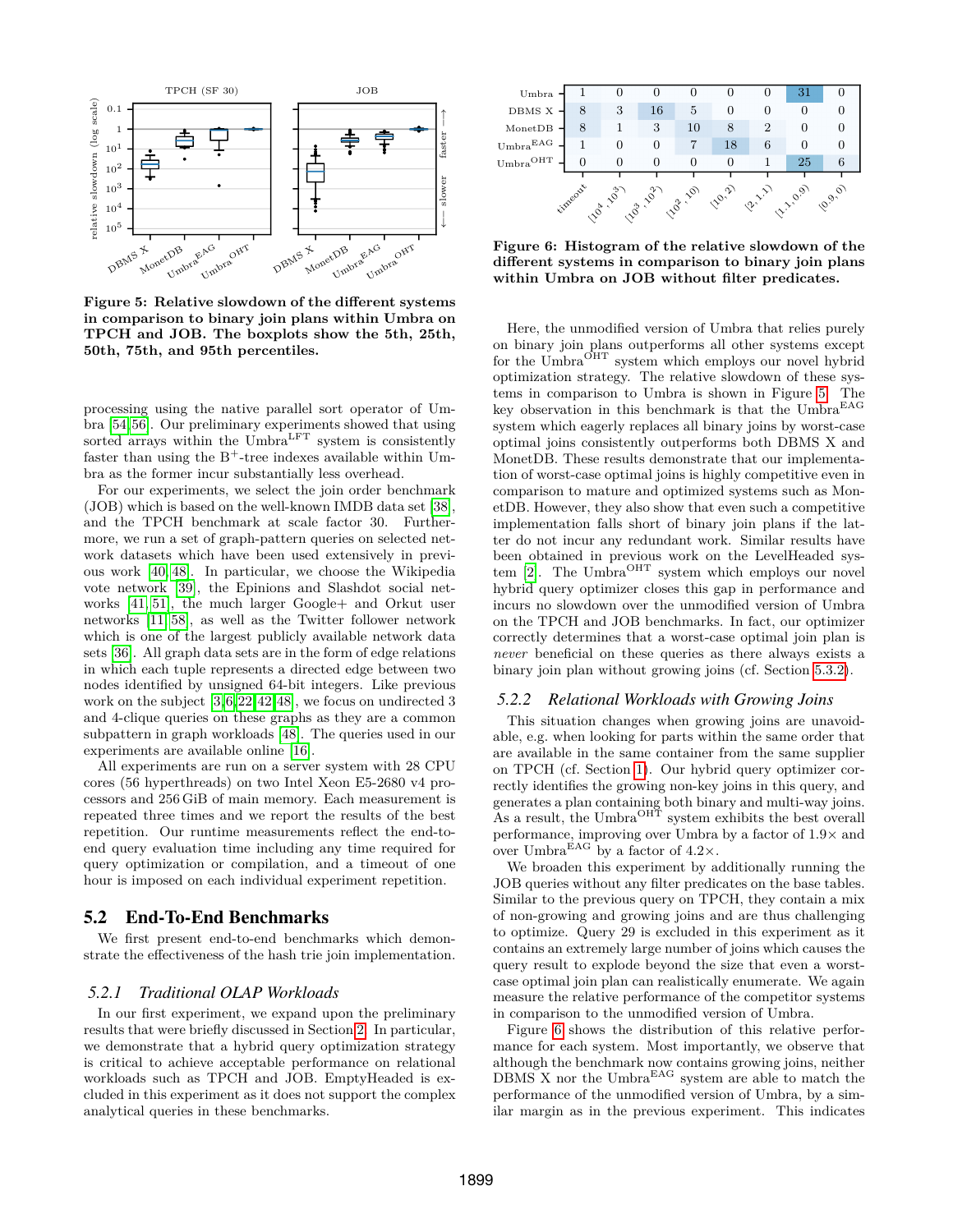**Figure 5: Relative slowdown of the different systems in comparison to binary join plans within Umbra on TPCH and JOB. The boxplots show the 5th, 25th, 50th, 75th, and 95th percentiles.**

processing using the native parallel sort operator of Umbra [54, 56]. Our preliminary experiments showed that using sorted arrays within the Umbra$^{\text{LFT}}$ system is consistently faster than using the B$^{+}$-tree indexes available within Umbra as the former incur substantially less overhead.

For our experiments, we select the join order benchmark (JOB) which is based on the well-known IMDB data set [38], and the TPCH benchmark at scale factor 30. Furthermore, we run a set of graph-pattern queries on selected network datasets which have been used extensively in previous work [40, 48]. In particular, we choose the Wikipedia vote network [39], the Epinions and Slashdot social networks [41, 51], the much larger Google+ and Orkut user networks [11, 58], as well as the Twitter follower network which is one of the largest publicly available network data sets [36]. All graph data sets are in the form of edge relations in which each tuple represents a directed edge between two nodes identified by unsigned 64-bit integers. Like previous work on the subject [3, 6, 22, 42, 48], we focus on undirected 3 and 4-clique queries on these graphs as they are a common subpattern in graph workloads [48]. The queries used in our experiments are available online [16].

All experiments are run on a server system with 28 CPU cores (56 hyperthreads) on two Intel Xeon E5-2680 v4 processors and 256 GiB of main memory. Each measurement is repeated three times and we report the results of the best repetition. Our runtime measurements reflect the end-to-end query evaluation time including any time required for query optimization or compilation, and a timeout of one hour is imposed on each individual experiment repetition.

## 5.2 End-To-End Benchmarks

We first present end-to-end benchmarks which demonstrate the effectiveness of the hash trie join implementation.

### *5.2.1 Traditional OLAP Workloads*

In our first experiment, we expand upon the preliminary results that were briefly discussed in Section 2. In particular, we demonstrate that a hybrid query optimization strategy is critical to achieve acceptable performance on relational workloads such as TPCH and JOB. EmptyHeaded is excluded in this experiment as it does not support the complex analytical queries in these benchmarks.

| | timeout | $[10^4, 10^3)$ | $[10^3, 10^2)$ | $[10^2, 10)$ | $[10, 2)$ | $[2, 1.1)$ | $[1.1, 0.9)$ | $[0.9, 0)$ |
|---|---|---|---|---|---|---|---|---|
| Umbra | 1 | 0 | 0 | 0 | 0 | 0 | 31 | 0 |
| DBMS X | 8 | 3 | 16 | 5 | 0 | 0 | 0 | 0 |
| MonetDB | 8 | 1 | 3 | 10 | 8 | 2 | 0 | 0 |
| Umbra$^{\text{EAG}}$ | 1 | 0 | 0 | 7 | 18 | 6 | 0 | 0 |
| Umbra$^{\text{OHT}}$ | 0 | 0 | 0 | 0 | 0 | 1 | 25 | 6 |

**Figure 6: Histogram of the relative slowdown of the different systems in comparison to binary join plans within Umbra on JOB without filter predicates.**

Here, the unmodified version of Umbra that relies purely on binary join plans outperforms all other systems except for the Umbra$^{\text{OHT}}$ system which employs our novel hybrid optimization strategy. The relative slowdown of these systems in comparison to Umbra is shown in Figure 5. The key observation in this benchmark is that the Umbra$^{\text{EAG}}$ system which eagerly replaces all binary joins by worst-case optimal joins consistently outperforms both DBMS X and MonetDB. These results demonstrate that our implementation of worst-case optimal joins is highly competitive even in comparison to mature and optimized systems such as MonetDB. However, they also show that even such a competitive implementation falls short of binary join plans if the latter do not incur any redundant work. Similar results have been obtained in previous work on the LevelHeaded system [2]. The Umbra$^{\text{OHT}}$ system which employs our novel hybrid query optimizer closes this gap in performance and incurs no slowdown over the unmodified version of Umbra on the TPCH and JOB benchmarks. In fact, our optimizer correctly determines that a worst-case optimal join plan is *never* beneficial on these queries as there always exists a binary join plan without growing joins (cf. Section 5.3.2).

### *5.2.2 Relational Workloads with Growing Joins*

This situation changes when growing joins are unavoidable, e.g. when looking for parts within the same order that are available in the same container from the same supplier on TPCH (cf. Section 1). Our hybrid query optimizer correctly identifies the growing non-key joins in this query, and generates a plan containing both binary and multi-way joins. As a result, the Umbra$^{\text{OHT}}$ system exhibits the best overall performance, improving over Umbra by a factor of 1.9× and over Umbra$^{\text{EAG}}$ by a factor of 4.2×.

We broaden this experiment by additionally running the JOB queries without any filter predicates on the base tables. Similar to the previous query on TPCH, they contain a mix of non-growing and growing joins and are thus challenging to optimize. Query 29 is excluded in this experiment as it contains an extremely large number of joins which causes the query result to explode beyond the size that even a worst-case optimal join plan can realistically enumerate. We again measure the relative performance of the competitor systems in comparison to the unmodified version of Umbra.

Figure 6 shows the distribution of this relative performance for each system. Most importantly, we observe that although the benchmark now contains growing joins, neither DBMS X nor the Umbra$^{\text{EAG}}$ system are able to match the performance of the unmodified version of Umbra, by a similar margin as in the previous experiment. This indicates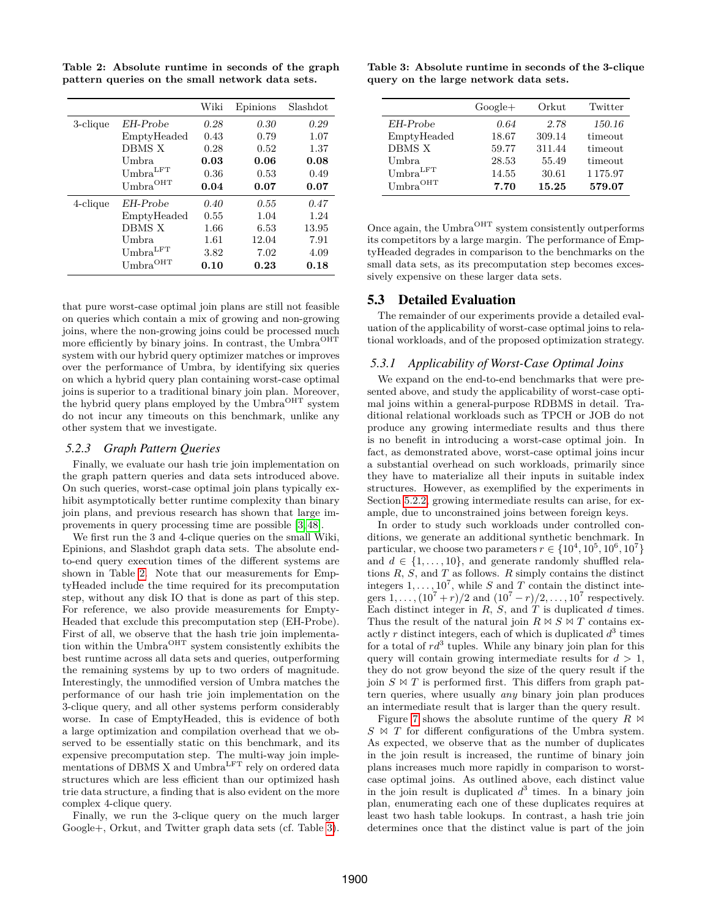**Table 2: Absolute runtime in seconds of the graph pattern queries on the small network data sets.**

| | | Wiki | Epinions | Slashdot |
|---|---|---|---|---|
| 3-clique | *EH-Probe* | *0.28* | *0.30* | *0.29* |
| | EmptyHeaded | 0.43 | 0.79 | 1.07 |
| | DBMS X | 0.28 | 0.52 | 1.37 |
| | Umbra | **0.03** | **0.06** | **0.08** |
| | Umbra$^{\text{LFT}}$ | 0.36 | 0.53 | 0.49 |
| | Umbra$^{\text{OHT}}$ | **0.04** | **0.07** | **0.07** |
| 4-clique | *EH-Probe* | *0.40* | *0.55* | *0.47* |
| | EmptyHeaded | 0.55 | 1.04 | 1.24 |
| | DBMS X | 1.66 | 6.53 | 13.95 |
| | Umbra | 1.61 | 12.04 | 7.91 |
| | Umbra$^{\text{LFT}}$ | 3.82 | 7.02 | 4.09 |
| | Umbra$^{\text{OHT}}$ | **0.10** | **0.23** | **0.18** |

that pure worst-case optimal join plans are still not feasible on queries which contain a mix of growing and non-growing joins, where the non-growing joins could be processed much more efficiently by binary joins. In contrast, the Umbra$^{\text{OHT}}$ system with our hybrid query optimizer matches or improves over the performance of Umbra, by identifying six queries on which a hybrid query plan containing worst-case optimal joins is superior to a traditional binary join plan. Moreover, the hybrid query plans employed by the Umbra$^{\text{OHT}}$ system do not incur any timeouts on this benchmark, unlike any other system that we investigate.

### 5.2.3 Graph Pattern Queries

Finally, we evaluate our hash trie join implementation on the graph pattern queries and data sets introduced above. On such queries, worst-case optimal join plans typically exhibit asymptotically better runtime complexity than binary join plans, and previous research has shown that large improvements in query processing time are possible [3, 48].

We first run the 3 and 4-clique queries on the small Wiki, Epinions, and Slashdot graph data sets. The absolute end-to-end query execution times of the different systems are shown in Table 2. Note that our measurements for EmptyHeaded include the time required for its precomputation step, without any disk IO that is done as part of this step. For reference, we also provide measurements for EmptyHeaded that exclude this precomputation step (EH-Probe). First of all, we observe that the hash trie join implementation within the Umbra$^{\text{OHT}}$ system consistently exhibits the best runtime across all data sets and queries, outperforming the remaining systems by up to two orders of magnitude. Interestingly, the unmodified version of Umbra matches the performance of our hash trie join implementation on the 3-clique query, and all other systems perform considerably worse. In case of EmptyHeaded, this is evidence of both a large optimization and compilation overhead that we observed to be essentially static on this benchmark, and its expensive precomputation step. The multi-way join implementations of DBMS X and Umbra$^{\text{LFT}}$ rely on ordered data structures which are less efficient than our optimized hash trie data structure, a finding that is also evident on the more complex 4-clique query.

Finally, we run the 3-clique query on the much larger Google+, Orkut, and Twitter graph data sets (cf. Table 3).

**Table 3: Absolute runtime in seconds of the 3-clique query on the large network data sets.**

| | Google+ | Orkut | Twitter |
|---|---|---|---|
| *EH-Probe* | *0.64* | *2.78* | *150.16* |
| EmptyHeaded | 18.67 | 309.14 | timeout |
| DBMS X | 59.77 | 311.44 | timeout |
| Umbra | 28.53 | 55.49 | timeout |
| Umbra$^{\text{LFT}}$ | 14.55 | 30.61 | 1 175.97 |
| Umbra$^{\text{OHT}}$ | **7.70** | **15.25** | **579.07** |

Once again, the Umbra$^{\text{OHT}}$ system consistently outperforms its competitors by a large margin. The performance of EmptyHeaded degrades in comparison to the benchmarks on the small data sets, as its precomputation step becomes excessively expensive on these larger data sets.

## 5.3 Detailed Evaluation

The remainder of our experiments provide a detailed evaluation of the applicability of worst-case optimal joins to relational workloads, and of the proposed optimization strategy.

### 5.3.1 Applicability of Worst-Case Optimal Joins

We expand on the end-to-end benchmarks that were presented above, and study the applicability of worst-case optimal joins within a general-purpose RDBMS in detail. Traditional relational workloads such as TPCH or JOB do not produce any growing intermediate results and thus there is no benefit in introducing a worst-case optimal join. In fact, as demonstrated above, worst-case optimal joins incur a substantial overhead on such workloads, primarily since they have to materialize all their inputs in suitable index structures. However, as exemplified by the experiments in Section 5.2.2, growing intermediate results can arise, for example, due to unconstrained joins between foreign keys.

In order to study such workloads under controlled conditions, we generate an additional synthetic benchmark. In particular, we choose two parameters $r \in \{10^4, 10^5, 10^6, 10^7\}$ and $d \in \{1, \ldots, 10\}$, and generate randomly shuffled relations $R$, $S$, and $T$ as follows. $R$ simply contains the distinct integers $1, \ldots, 10^7$, while $S$ and $T$ contain the distinct integers $1, \ldots, (10^7 + r)/2$ and $(10^7 - r)/2, \ldots, 10^7$ respectively. Each distinct integer in $R$, $S$, and $T$ is duplicated $d$ times. Thus the result of the natural join $R \bowtie S \bowtie T$ contains exactly $r$ distinct integers, each of which is duplicated $d^3$ times for a total of $rd^3$ tuples. While any binary join plan for this query will contain growing intermediate results for $d > 1$, they do not grow beyond the size of the query result if the join $S \bowtie T$ is performed first. This differs from graph pattern queries, where usually *any* binary join plan produces an intermediate result that is larger than the query result.

Figure 7 shows the absolute runtime of the query $R \bowtie S \bowtie T$ for different configurations of the Umbra system. As expected, we observe that as the number of duplicates in the join result is increased, the runtime of binary join plans increases much more rapidly in comparison to worst-case optimal joins. As outlined above, each distinct value in the join result is duplicated $d^3$ times. In a binary join plan, enumerating each one of these duplicates requires at least two hash table lookups. In contrast, a hash trie join determines once that the distinct value is part of the join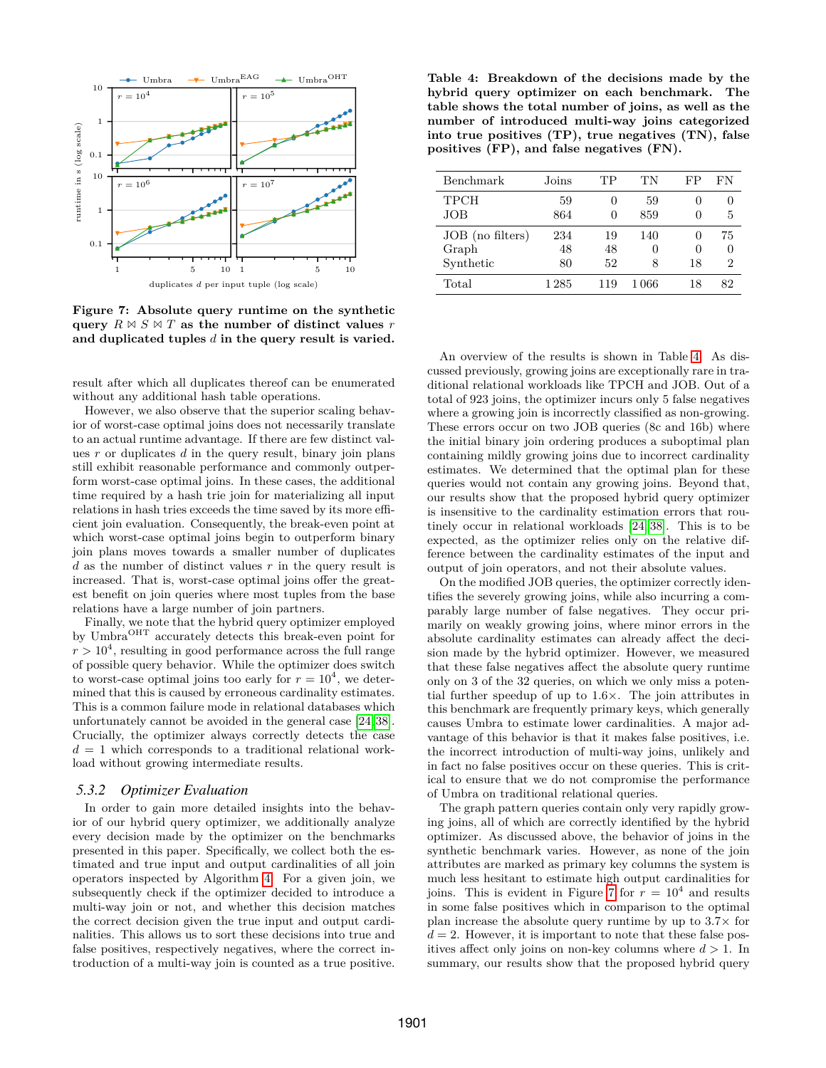**Figure 7: Absolute query runtime on the synthetic query $R \bowtie S \bowtie T$ as the number of distinct values $r$ and duplicated tuples $d$ in the query result is varied.**

result after which all duplicates thereof can be enumerated without any additional hash table operations.

However, we also observe that the superior scaling behavior of worst-case optimal joins does not necessarily translate to an actual runtime advantage. If there are few distinct values $r$ or duplicates $d$ in the query result, binary join plans still exhibit reasonable performance and commonly outperform worst-case optimal joins. In these cases, the additional time required by a hash trie join for materializing all input relations in hash tries exceeds the time saved by its more efficient join evaluation. Consequently, the break-even point at which worst-case optimal joins begin to outperform binary join plans moves towards a smaller number of duplicates $d$ as the number of distinct values $r$ in the query result is increased. That is, worst-case optimal joins offer the greatest benefit on join queries where most tuples from the base relations have a large number of join partners.

Finally, we note that the hybrid query optimizer employed by Umbra$^{\text{OHT}}$ accurately detects this break-even point for $r > 10^4$, resulting in good performance across the full range of possible query behavior. While the optimizer does switch to worst-case optimal joins too early for $r = 10^4$, we determined that this is caused by erroneous cardinality estimates. This is a common failure mode in relational databases which unfortunately cannot be avoided in the general case [24, 38]. Crucially, the optimizer always correctly detects the case $d = 1$ which corresponds to a traditional relational workload without growing intermediate results.

### 5.3.2 Optimizer Evaluation

In order to gain more detailed insights into the behavior of our hybrid query optimizer, we additionally analyze every decision made by the optimizer on the benchmarks presented in this paper. Specifically, we collect both the estimated and true input and output cardinalities of all join operators inspected by Algorithm 4. For a given join, we subsequently check if the optimizer decided to introduce a multi-way join or not, and whether this decision matches the correct decision given the true input and output cardinalities. This allows us to sort these decisions into true and false positives, respectively negatives, where the correct introduction of a multi-way join is counted as a true positive.

**Table 4: Breakdown of the decisions made by the hybrid query optimizer on each benchmark. The table shows the total number of joins, as well as the number of introduced multi-way joins categorized into true positives (TP), true negatives (TN), false positives (FP), and false negatives (FN).**

| Benchmark | Joins | TP | TN | FP | FN |
|---|---|---|---|---|---|
| TPCH | 59 | 0 | 59 | 0 | 0 |
| JOB | 864 | 0 | 859 | 0 | 5 |
| JOB (no filters) | 234 | 19 | 140 | 0 | 75 |
| Graph | 48 | 48 | 0 | 0 | 0 |
| Synthetic | 80 | 52 | 8 | 18 | 2 |
| Total | 1 285 | 119 | 1 066 | 18 | 82 |

An overview of the results is shown in Table 4. As discussed previously, growing joins are exceptionally rare in traditional relational workloads like TPCH and JOB. Out of a total of 923 joins, the optimizer incurs only 5 false negatives where a growing join is incorrectly classified as non-growing. These errors occur on two JOB queries (8c and 16b) where the initial binary join ordering produces a suboptimal plan containing mildly growing joins due to incorrect cardinality estimates. We determined that the optimal plan for these queries would not contain any growing joins. Beyond that, our results show that the proposed hybrid query optimizer is insensitive to the cardinality estimation errors that routinely occur in relational workloads [24, 38]. This is to be expected, as the optimizer relies only on the relative difference between the cardinality estimates of the input and output of join operators, and not their absolute values.

On the modified JOB queries, the optimizer correctly identifies the severely growing joins, while also incurring a comparably large number of false negatives. They occur primarily on weakly growing joins, where minor errors in the absolute cardinality estimates can already affect the decision made by the hybrid optimizer. However, we measured that these false negatives affect the absolute query runtime only on 3 of the 32 queries, on which we only miss a potential further speedup of up to 1.6×. The join attributes in this benchmark are frequently primary keys, which generally causes Umbra to estimate lower cardinalities. A major advantage of this behavior is that it makes false positives, i.e. the incorrect introduction of multi-way joins, unlikely and in fact no false positives occur on these queries. This is critical to ensure that we do not compromise the performance of Umbra on traditional relational queries.

The graph pattern queries contain only very rapidly growing joins, all of which are correctly identified by the hybrid optimizer. As discussed above, the behavior of joins in the synthetic benchmark varies. However, as none of the join attributes are marked as primary key columns the system is much less hesitant to estimate high output cardinalities for joins. This is evident in Figure 7 for $r = 10^4$ and results in some false positives which in comparison to the optimal plan increase the absolute query runtime by up to 3.7× for $d = 2$. However, it is important to note that these false positives affect only joins on non-key columns where $d > 1$. In summary, our results show that the proposed hybrid query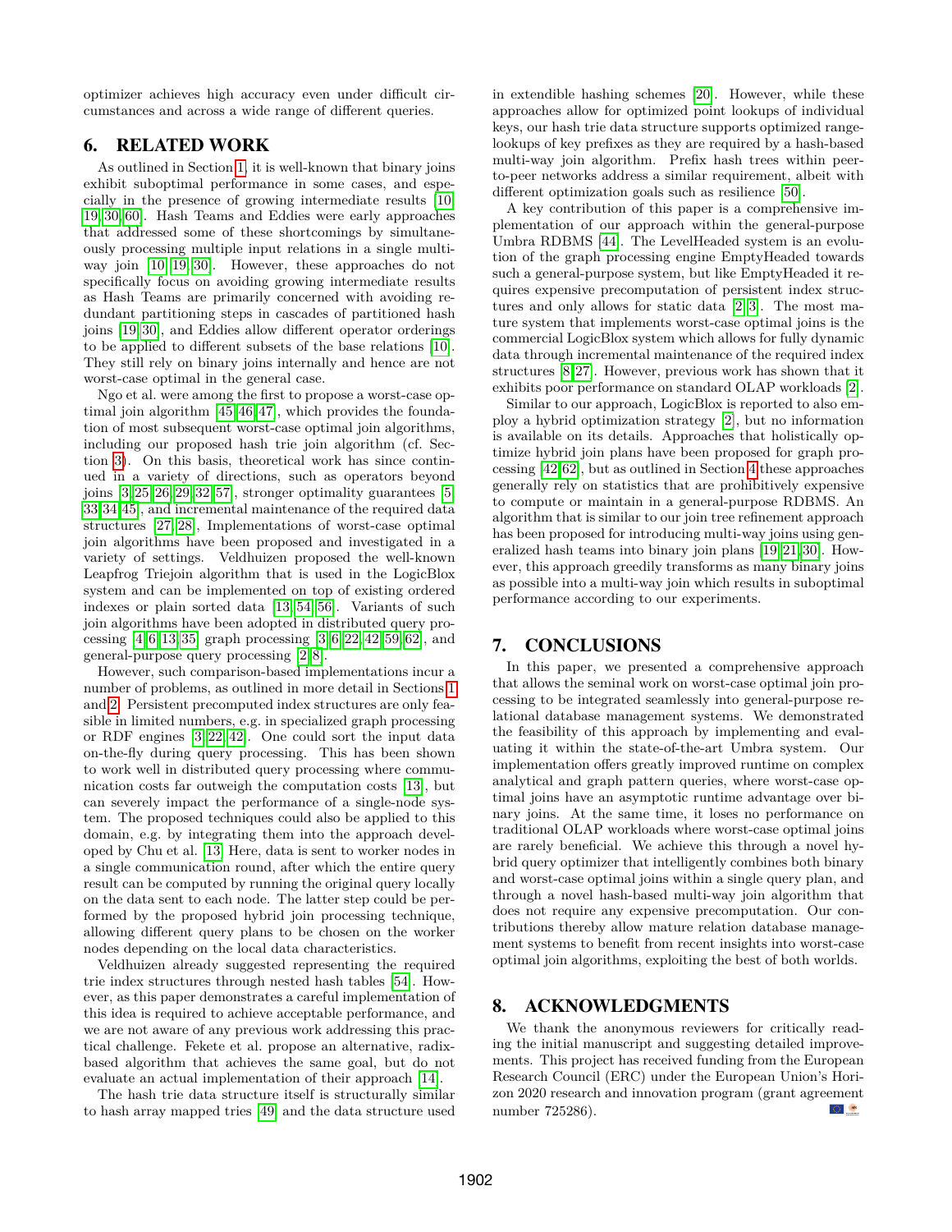optimizer achieves high accuracy even under difficult circumstances and across a wide range of different queries.

## 6. RELATED WORK

As outlined in Section 1, it is well-known that binary joins exhibit suboptimal performance in some cases, and especially in the presence of growing intermediate results [10, 19, 30, 60]. Hash Teams and Eddies were early approaches that addressed some of these shortcomings by simultaneously processing multiple input relations in a single multi-way join [10, 19, 30]. However, these approaches do not specifically focus on avoiding growing intermediate results as Hash Teams are primarily concerned with avoiding redundant partitioning steps in cascades of partitioned hash joins [19, 30], and Eddies allow different operator orderings to be applied to different subsets of the base relations [10]. They still rely on binary joins internally and hence are not worst-case optimal in the general case.

Ngo et al. were among the first to propose a worst-case optimal join algorithm [45, 46, 47], which provides the foundation of most subsequent worst-case optimal join algorithms, including our proposed hash trie join algorithm (cf. Section 3). On this basis, theoretical work has since continued in a variety of directions, such as operators beyond joins [3, 25, 26, 29, 32, 57], stronger optimality guarantees [5, 33, 34, 45], and incremental maintenance of the required data structures [27, 28], Implementations of worst-case optimal join algorithms have been proposed and investigated in a variety of settings. Veldhuizen proposed the well-known Leapfrog Triejoin algorithm that is used in the LogicBlox system and can be implemented on top of existing ordered indexes or plain sorted data [13, 54, 56]. Variants of such join algorithms have been adopted in distributed query processing [4, 6, 13, 35], graph processing [3, 6, 22, 42, 59, 62], and general-purpose query processing [2, 8].

However, such comparison-based implementations incur a number of problems, as outlined in more detail in Sections 1 and 2. Persistent precomputed index structures are only feasible in limited numbers, e.g. in specialized graph processing or RDF engines [3, 22, 42]. One could sort the input data on-the-fly during query processing. This has been shown to work well in distributed query processing where communication costs far outweigh the computation costs [13], but can severely impact the performance of a single-node system. The proposed techniques could also be applied to this domain, e.g. by integrating them into the approach developed by Chu et al. [13] Here, data is sent to worker nodes in a single communication round, after which the entire query result can be computed by running the original query locally on the data sent to each node. The latter step could be performed by the proposed hybrid join processing technique, allowing different query plans to be chosen on the worker nodes depending on the local data characteristics.

Veldhuizen already suggested representing the required trie index structures through nested hash tables [54]. However, as this paper demonstrates a careful implementation of this idea is required to achieve acceptable performance, and we are not aware of any previous work addressing this practical challenge. Fekete et al. propose an alternative, radix-based algorithm that achieves the same goal, but do not evaluate an actual implementation of their approach [14].

The hash trie data structure itself is structurally similar to hash array mapped tries [49] and the data structure used in extendible hashing schemes [20]. However, while these approaches allow for optimized point lookups of individual keys, our hash trie data structure supports optimized range-lookups of key prefixes as they are required by a hash-based multi-way join algorithm. Prefix hash trees within peer-to-peer networks address a similar requirement, albeit with different optimization goals such as resilience [50].

A key contribution of this paper is a comprehensive implementation of our approach within the general-purpose Umbra RDBMS [44]. The LevelHeaded system is an evolution of the graph processing engine EmptyHeaded towards such a general-purpose system, but like EmptyHeaded it requires expensive precomputation of persistent index structures and only allows for static data [2, 3]. The most mature system that implements worst-case optimal joins is the commercial LogicBlox system which allows for fully dynamic data through incremental maintenance of the required index structures [8, 27]. However, previous work has shown that it exhibits poor performance on standard OLAP workloads [2].

Similar to our approach, LogicBlox is reported to also employ a hybrid optimization strategy [2], but no information is available on its details. Approaches that holistically optimize hybrid join plans have been proposed for graph processing [42, 62], but as outlined in Section 4 these approaches generally rely on statistics that are prohibitively expensive to compute or maintain in a general-purpose RDBMS. An algorithm that is similar to our join tree refinement approach has been proposed for introducing multi-way joins using generalized hash teams into binary join plans [19, 21, 30]. However, this approach greedily transforms as many binary joins as possible into a multi-way join which results in suboptimal performance according to our experiments.

## 7. CONCLUSIONS

In this paper, we presented a comprehensive approach that allows the seminal work on worst-case optimal join processing to be integrated seamlessly into general-purpose relational database management systems. We demonstrated the feasibility of this approach by implementing and evaluating it within the state-of-the-art Umbra system. Our implementation offers greatly improved runtime on complex analytical and graph pattern queries, where worst-case optimal joins have an asymptotic runtime advantage over binary joins. At the same time, it loses no performance on traditional OLAP workloads where worst-case optimal joins are rarely beneficial. We achieve this through a novel hybrid query optimizer that intelligently combines both binary and worst-case optimal joins within a single query plan, and through a novel hash-based multi-way join algorithm that does not require any expensive precomputation. Our contributions thereby allow mature relation database management systems to benefit from recent insights into worst-case optimal join algorithms, exploiting the best of both worlds.

## 8. ACKNOWLEDGMENTS

We thank the anonymous reviewers for critically reading the initial manuscript and suggesting detailed improvements. This project has received funding from the European Research Council (ERC) under the European Union's Horizon 2020 research and innovation program (grant agreement number 725286).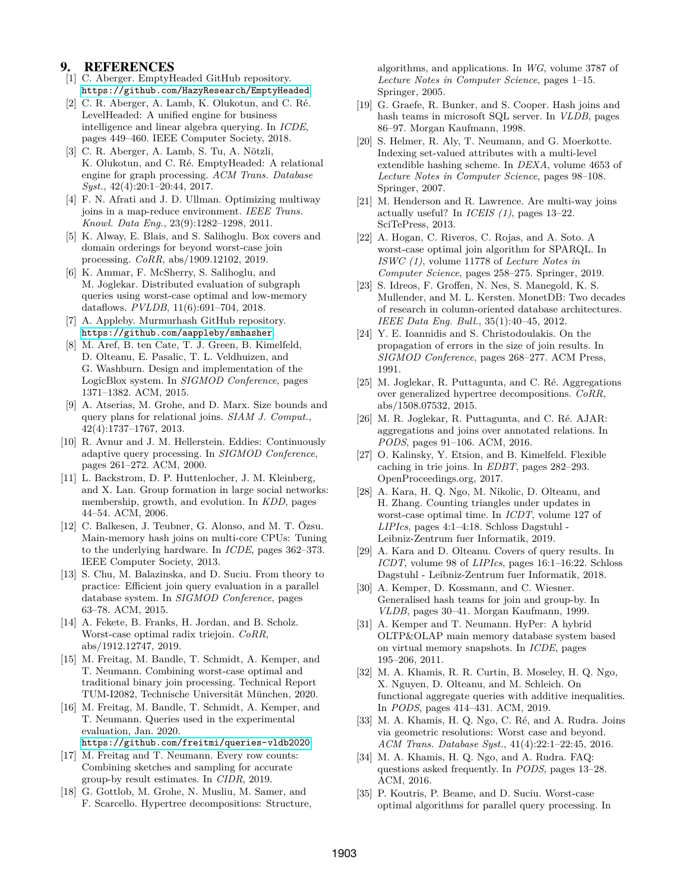## 9. REFERENCES

[1] C. Aberger. EmptyHeaded GitHub repository. https://github.com/HazyResearch/EmptyHeaded

[2] C. R. Aberger, A. Lamb, K. Olukotun, and C. Ré. LevelHeaded: A unified engine for business intelligence and linear algebra querying. In *ICDE*, pages 449–460. IEEE Computer Society, 2018.

[3] C. R. Aberger, A. Lamb, S. Tu, A. Nötzli, K. Olukotun, and C. Ré. EmptyHeaded: A relational engine for graph processing. *ACM Trans. Database Syst.*, 42(4):20:1–20:44, 2017.

[4] F. N. Afrati and J. D. Ullman. Optimizing multiway joins in a map-reduce environment. *IEEE Trans. Knowl. Data Eng.*, 23(9):1282–1298, 2011.

[5] K. Alway, E. Blais, and S. Salihoglu. Box covers and domain orderings for beyond worst-case join processing. *CoRR*, abs/1909.12102, 2019.

[6] K. Ammar, F. McSherry, S. Salihoglu, and M. Joglekar. Distributed evaluation of subgraph queries using worst-case optimal and low-memory dataflows. *PVLDB*, 11(6):691–704, 2018.

[7] A. Appleby. Murmurhash GitHub repository. https://github.com/aappleby/smhasher

[8] M. Aref, B. ten Cate, T. J. Green, B. Kimelfeld, D. Olteanu, E. Pasalic, T. L. Veldhuizen, and G. Washburn. Design and implementation of the LogicBlox system. In *SIGMOD Conference*, pages 1371–1382. ACM, 2015.

[9] A. Atserias, M. Grohe, and D. Marx. Size bounds and query plans for relational joins. *SIAM J. Comput.*, 42(4):1737–1767, 2013.

[10] R. Avnur and J. M. Hellerstein. Eddies: Continuously adaptive query processing. In *SIGMOD Conference*, pages 261–272. ACM, 2000.

[11] L. Backstrom, D. P. Huttenlocher, J. M. Kleinberg, and X. Lan. Group formation in large social networks: membership, growth, and evolution. In *KDD*, pages 44–54. ACM, 2006.

[12] C. Balkesen, J. Teubner, G. Alonso, and M. T. Özsu. Main-memory hash joins on multi-core CPUs: Tuning to the underlying hardware. In *ICDE*, pages 362–373. IEEE Computer Society, 2013.

[13] S. Chu, M. Balazinska, and D. Suciu. From theory to practice: Efficient join query evaluation in a parallel database system. In *SIGMOD Conference*, pages 63–78. ACM, 2015.

[14] A. Fekete, B. Franks, H. Jordan, and B. Scholz. Worst-case optimal radix triejoin. *CoRR*, abs/1912.12747, 2019.

[15] M. Freitag, M. Bandle, T. Schmidt, A. Kemper, and T. Neumann. Combining worst-case optimal and traditional binary join processing. Technical Report TUM-I2082, Technische Universität München, 2020.

[16] M. Freitag, M. Bandle, T. Schmidt, A. Kemper, and T. Neumann. Queries used in the experimental evaluation, Jan. 2020. https://github.com/freitmi/queries-vldb2020

[17] M. Freitag and T. Neumann. Every row counts: Combining sketches and sampling for accurate group-by result estimates. In *CIDR*, 2019.

[18] G. Gottlob, M. Grohe, N. Musliu, M. Samer, and F. Scarcello. Hypertree decompositions: Structure, algorithms, and applications. In *WG*, volume 3787 of *Lecture Notes in Computer Science*, pages 1–15. Springer, 2005.

[19] G. Graefe, R. Bunker, and S. Cooper. Hash joins and hash teams in microsoft SQL server. In *VLDB*, pages 86–97. Morgan Kaufmann, 1998.

[20] S. Helmer, R. Aly, T. Neumann, and G. Moerkotte. Indexing set-valued attributes with a multi-level extendible hashing scheme. In *DEXA*, volume 4653 of *Lecture Notes in Computer Science*, pages 98–108. Springer, 2007.

[21] M. Henderson and R. Lawrence. Are multi-way joins actually useful? In *ICEIS (1)*, pages 13–22. SciTePress, 2013.

[22] A. Hogan, C. Riveros, C. Rojas, and A. Soto. A worst-case optimal join algorithm for SPARQL. In *ISWC (1)*, volume 11778 of *Lecture Notes in Computer Science*, pages 258–275. Springer, 2019.

[23] S. Idreos, F. Groffen, N. Nes, S. Manegold, K. S. Mullender, and M. L. Kersten. MonetDB: Two decades of research in column-oriented database architectures. *IEEE Data Eng. Bull.*, 35(1):40–45, 2012.

[24] Y. E. Ioannidis and S. Christodoulakis. On the propagation of errors in the size of join results. In *SIGMOD Conference*, pages 268–277. ACM Press, 1991.

[25] M. Joglekar, R. Puttagunta, and C. Ré. Aggregations over generalized hypertree decompositions. *CoRR*, abs/1508.07532, 2015.

[26] M. R. Joglekar, R. Puttagunta, and C. Ré. AJAR: aggregations and joins over annotated relations. In *PODS*, pages 91–106. ACM, 2016.

[27] O. Kalinsky, Y. Etsion, and B. Kimelfeld. Flexible caching in trie joins. In *EDBT*, pages 282–293. OpenProceedings.org, 2017.

[28] A. Kara, H. Q. Ngo, M. Nikolic, D. Olteanu, and H. Zhang. Counting triangles under updates in worst-case optimal time. In *ICDT*, volume 127 of *LIPIcs*, pages 4:1–4:18. Schloss Dagstuhl - Leibniz-Zentrum fuer Informatik, 2019.

[29] A. Kara and D. Olteanu. Covers of query results. In *ICDT*, volume 98 of *LIPIcs*, pages 16:1–16:22. Schloss Dagstuhl - Leibniz-Zentrum fuer Informatik, 2018.

[30] A. Kemper, D. Kossmann, and C. Wiesner. Generalised hash teams for join and group-by. In *VLDB*, pages 30–41. Morgan Kaufmann, 1999.

[31] A. Kemper and T. Neumann. HyPer: A hybrid OLTP&OLAP main memory database system based on virtual memory snapshots. In *ICDE*, pages 195–206, 2011.

[32] M. A. Khamis, R. R. Curtin, B. Moseley, H. Q. Ngo, X. Nguyen, D. Olteanu, and M. Schleich. On functional aggregate queries with additive inequalities. In *PODS*, pages 414–431. ACM, 2019.

[33] M. A. Khamis, H. Q. Ngo, C. Ré, and A. Rudra. Joins via geometric resolutions: Worst case and beyond. *ACM Trans. Database Syst.*, 41(4):22:1–22:45, 2016.

[34] M. A. Khamis, H. Q. Ngo, and A. Rudra. FAQ: questions asked frequently. In *PODS*, pages 13–28. ACM, 2016.

[35] P. Koutris, P. Beame, and D. Suciu. Worst-case optimal algorithms for parallel query processing. In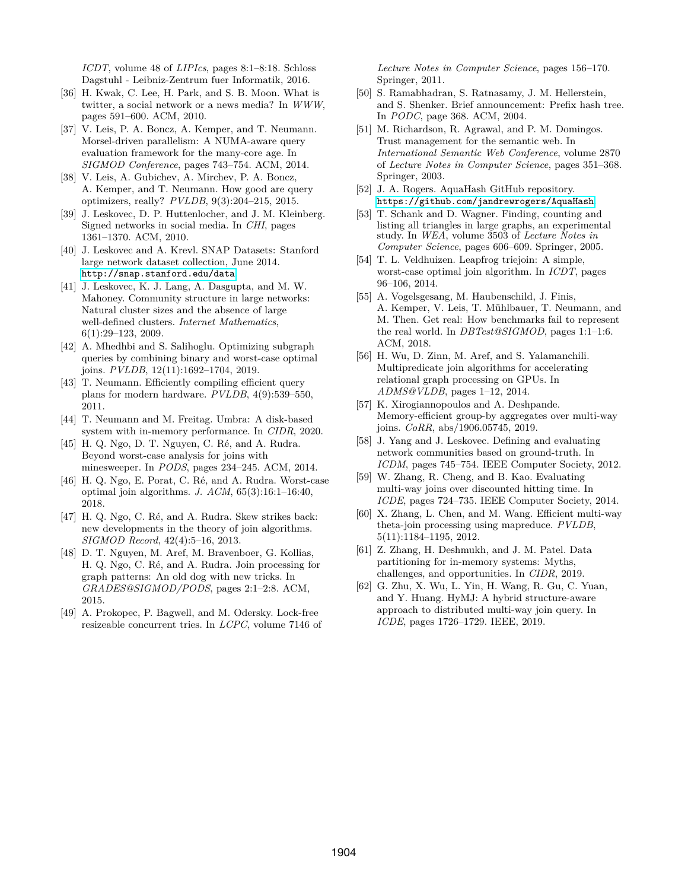*ICDT*, volume 48 of *LIPIcs*, pages 8:1–8:18. Schloss Dagstuhl - Leibniz-Zentrum fuer Informatik, 2016.

[36] H. Kwak, C. Lee, H. Park, and S. B. Moon. What is twitter, a social network or a news media? In *WWW*, pages 591–600. ACM, 2010.

[37] V. Leis, P. A. Boncz, A. Kemper, and T. Neumann. Morsel-driven parallelism: A NUMA-aware query evaluation framework for the many-core age. In *SIGMOD Conference*, pages 743–754. ACM, 2014.

[38] V. Leis, A. Gubichev, A. Mirchev, P. A. Boncz, A. Kemper, and T. Neumann. How good are query optimizers, really? *PVLDB*, 9(3):204–215, 2015.

[39] J. Leskovec, D. P. Huttenlocher, and J. M. Kleinberg. Signed networks in social media. In *CHI*, pages 1361–1370. ACM, 2010.

[40] J. Leskovec and A. Krevl. SNAP Datasets: Stanford large network dataset collection, June 2014. http://snap.stanford.edu/data.

[41] J. Leskovec, K. J. Lang, A. Dasgupta, and M. W. Mahoney. Community structure in large networks: Natural cluster sizes and the absence of large well-defined clusters. *Internet Mathematics*, 6(1):29–123, 2009.

[42] A. Mhedhbi and S. Salihoglu. Optimizing subgraph queries by combining binary and worst-case optimal joins. *PVLDB*, 12(11):1692–1704, 2019.

[43] T. Neumann. Efficiently compiling efficient query plans for modern hardware. *PVLDB*, 4(9):539–550, 2011.

[44] T. Neumann and M. Freitag. Umbra: A disk-based system with in-memory performance. In *CIDR*, 2020.

[45] H. Q. Ngo, D. T. Nguyen, C. Ré, and A. Rudra. Beyond worst-case analysis for joins with minesweeper. In *PODS*, pages 234–245. ACM, 2014.

[46] H. Q. Ngo, E. Porat, C. Ré, and A. Rudra. Worst-case optimal join algorithms. *J. ACM*, 65(3):16:1–16:40, 2018.

[47] H. Q. Ngo, C. Ré, and A. Rudra. Skew strikes back: new developments in the theory of join algorithms. *SIGMOD Record*, 42(4):5–16, 2013.

[48] D. T. Nguyen, M. Aref, M. Bravenboer, G. Kollias, H. Q. Ngo, C. Ré, and A. Rudra. Join processing for graph patterns: An old dog with new tricks. In *GRADES@SIGMOD/PODS*, pages 2:1–2:8. ACM, 2015.

[49] A. Prokopec, P. Bagwell, and M. Odersky. Lock-free resizeable concurrent tries. In *LCPC*, volume 7146 of *Lecture Notes in Computer Science*, pages 156–170. Springer, 2011.

[50] S. Ramabhadran, S. Ratnasamy, J. M. Hellerstein, and S. Shenker. Brief announcement: Prefix hash tree. In *PODC*, page 368. ACM, 2004.

[51] M. Richardson, R. Agrawal, and P. M. Domingos. Trust management for the semantic web. In *International Semantic Web Conference*, volume 2870 of *Lecture Notes in Computer Science*, pages 351–368. Springer, 2003.

[52] J. A. Rogers. AquaHash GitHub repository. https://github.com/jandrewrogers/AquaHash.

[53] T. Schank and D. Wagner. Finding, counting and listing all triangles in large graphs, an experimental study. In *WEA*, volume 3503 of *Lecture Notes in Computer Science*, pages 606–609. Springer, 2005.

[54] T. L. Veldhuizen. Leapfrog triejoin: A simple, worst-case optimal join algorithm. In *ICDT*, pages 96–106, 2014.

[55] A. Vogelsgesang, M. Haubenschild, J. Finis, A. Kemper, V. Leis, T. Mühlbauer, T. Neumann, and M. Then. Get real: How benchmarks fail to represent the real world. In *DBTest@SIGMOD*, pages 1:1–1:6. ACM, 2018.

[56] H. Wu, D. Zinn, M. Aref, and S. Yalamanchili. Multipredicate join algorithms for accelerating relational graph processing on GPUs. In *ADMS@VLDB*, pages 1–12, 2014.

[57] K. Xirogiannopoulos and A. Deshpande. Memory-efficient group-by aggregates over multi-way joins. *CoRR*, abs/1906.05745, 2019.

[58] J. Yang and J. Leskovec. Defining and evaluating network communities based on ground-truth. In *ICDM*, pages 745–754. IEEE Computer Society, 2012.

[59] W. Zhang, R. Cheng, and B. Kao. Evaluating multi-way joins over discounted hitting time. In *ICDE*, pages 724–735. IEEE Computer Society, 2014.

[60] X. Zhang, L. Chen, and M. Wang. Efficient multi-way theta-join processing using mapreduce. *PVLDB*, 5(11):1184–1195, 2012.

[61] Z. Zhang, H. Deshmukh, and J. M. Patel. Data partitioning for in-memory systems: Myths, challenges, and opportunities. In *CIDR*, 2019.

[62] G. Zhu, X. Wu, L. Yin, H. Wang, R. Gu, C. Yuan, and Y. Huang. HyMJ: A hybrid structure-aware approach to distributed multi-way join query. In *ICDE*, pages 1726–1729. IEEE, 2019.